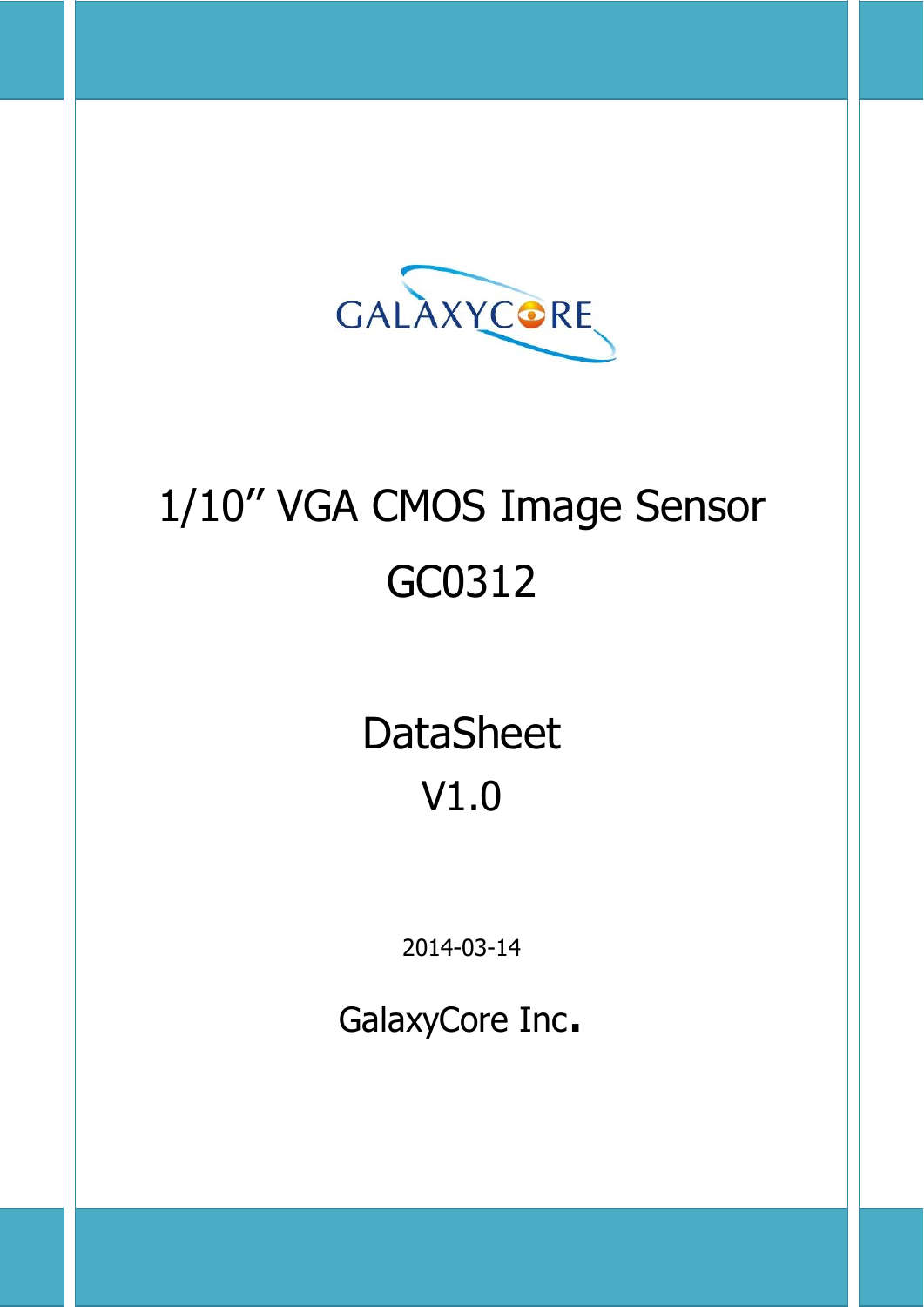GALAXYCORE

# 1/10" VGA CMOS Image Sensor

# GC0312

## DataSheet

## V1.0

2014-03-14

GalaxyCore Inc.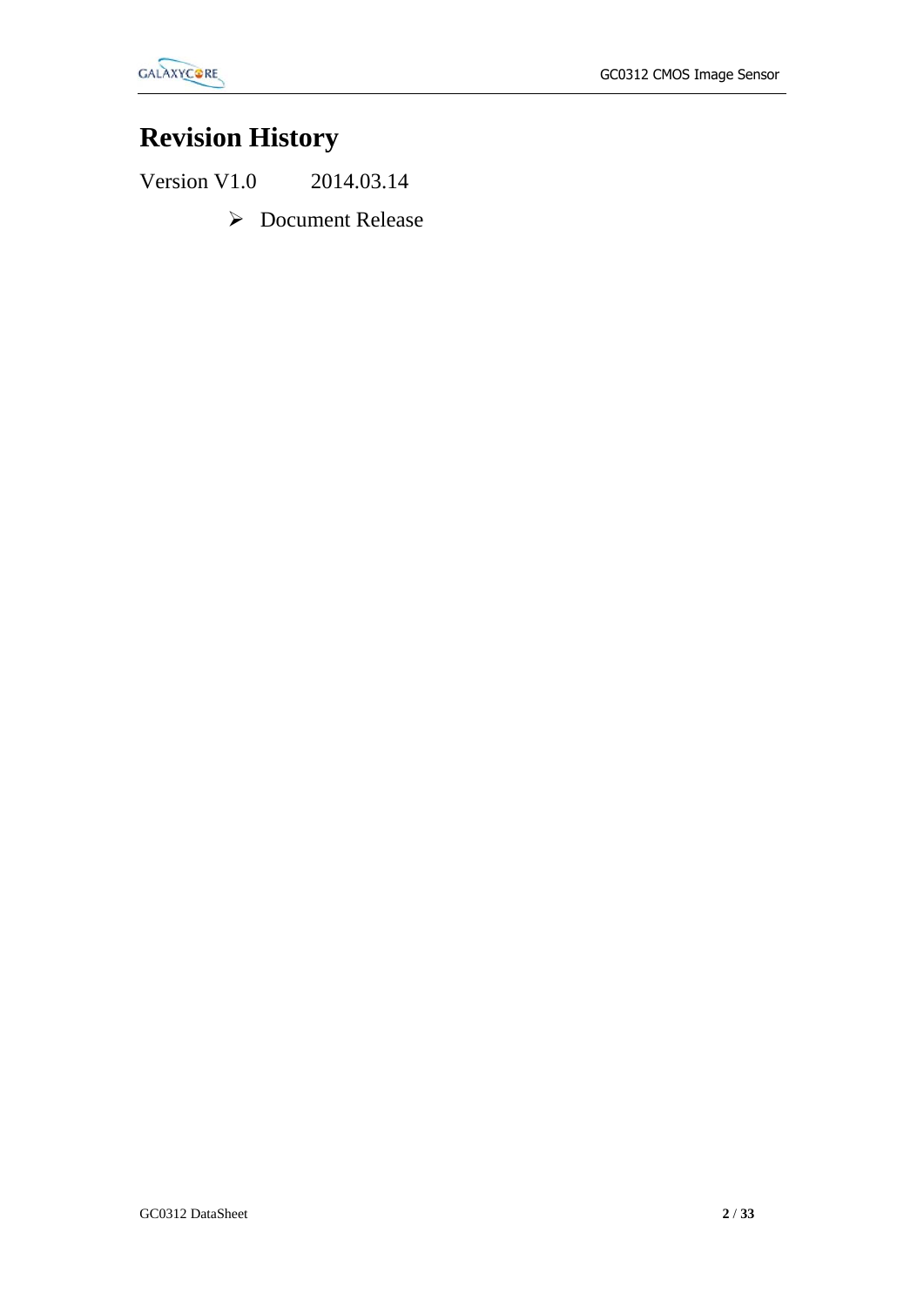# Revision History

Version V1.0 2014.03.14

- Document Release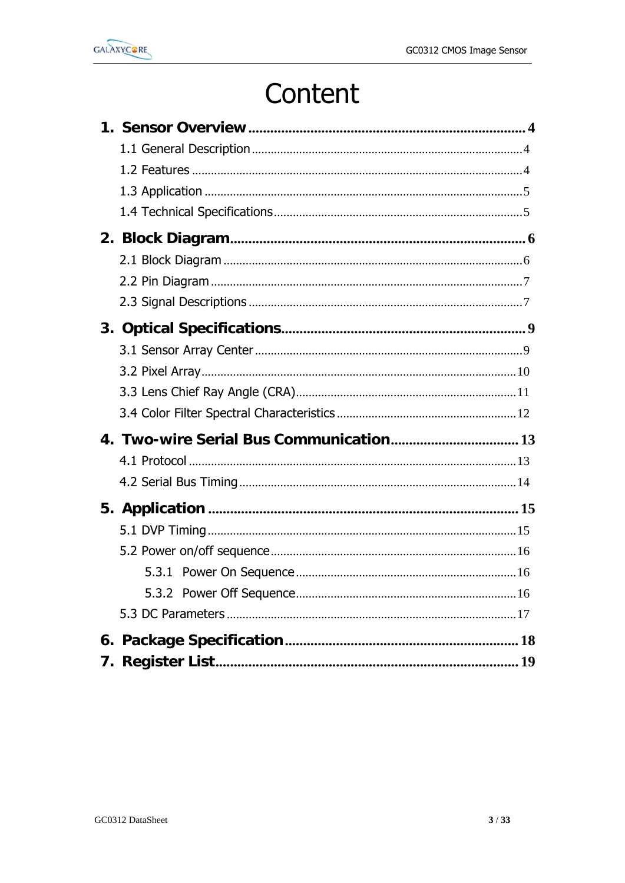# Content

**1. Sensor Overview ........................................................................ 4**

1.1 General Description ........................................................................ 4

1.2 Features ........................................................................ 4

1.3 Application ........................................................................ 5

1.4 Technical Specifications ........................................................................ 5

**2. Block Diagram ........................................................................ 6**

2.1 Block Diagram ........................................................................ 6

2.2 Pin Diagram ........................................................................ 7

2.3 Signal Descriptions ........................................................................ 7

**3. Optical Specifications ........................................................................ 9**

3.1 Sensor Array Center ........................................................................ 9

3.2 Pixel Array ........................................................................ 10

3.3 Lens Chief Ray Angle (CRA) ........................................................................ 11

3.4 Color Filter Spectral Characteristics ........................................................................ 12

**4. Two-wire Serial Bus Communication ........................................................................ 13**

4.1 Protocol ........................................................................ 13

4.2 Serial Bus Timing ........................................................................ 14

**5. Application ........................................................................ 15**

5.1 DVP Timing ........................................................................ 15

5.2 Power on/off sequence ........................................................................ 16

5.3.1 Power On Sequence ........................................................................ 16

5.3.2 Power Off Sequence ........................................................................ 16

5.3 DC Parameters ........................................................................ 17

**6. Package Specification ........................................................................ 18**

**7. Register List ........................................................................ 19**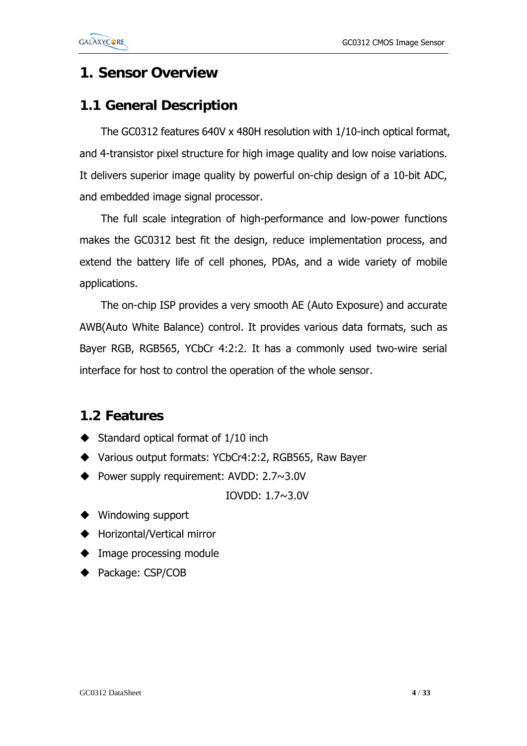# 1. Sensor Overview

## 1.1 General Description

The GC0312 features 640V x 480H resolution with 1/10-inch optical format, and 4-transistor pixel structure for high image quality and low noise variations. It delivers superior image quality by powerful on-chip design of a 10-bit ADC, and embedded image signal processor.

The full scale integration of high-performance and low-power functions makes the GC0312 best fit the design, reduce implementation process, and extend the battery life of cell phones, PDAs, and a wide variety of mobile applications.

The on-chip ISP provides a very smooth AE (Auto Exposure) and accurate AWB(Auto White Balance) control. It provides various data formats, such as Bayer RGB, RGB565, YCbCr 4:2:2. It has a commonly used two-wire serial interface for host to control the operation of the whole sensor.

## 1.2 Features

- Standard optical format of 1/10 inch
- Various output formats: YCbCr4:2:2, RGB565, Raw Bayer
- Power supply requirement: AVDD: 2.7~3.0V
  IOVDD: 1.7~3.0V
- Windowing support
- Horizontal/Vertical mirror
- Image processing module
- Package: CSP/COB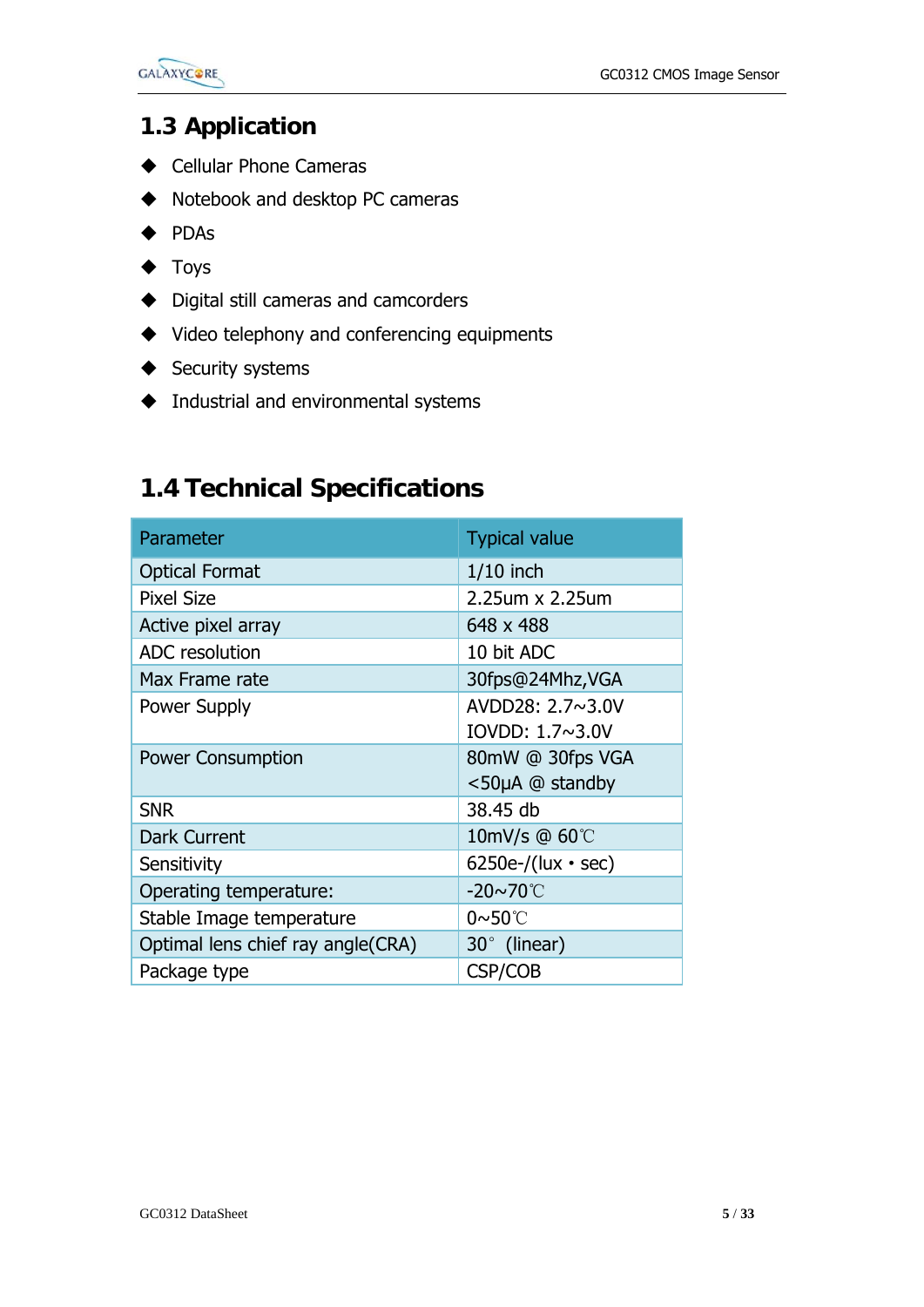## 1.3 Application

- Cellular Phone Cameras
- Notebook and desktop PC cameras
- PDAs
- Toys
- Digital still cameras and camcorders
- Video telephony and conferencing equipments
- Security systems
- Industrial and environmental systems

## 1.4 Technical Specifications

| Parameter | Typical value |
|---|---|
| Optical Format | 1/10 inch |
| Pixel Size | 2.25um x 2.25um |
| Active pixel array | 648 x 488 |
| ADC resolution | 10 bit ADC |
| Max Frame rate | 30fps@24Mhz,VGA |
| Power Supply | AVDD28: 2.7~3.0V<br>IOVDD: 1.7~3.0V |
| Power Consumption | 80mW @ 30fps VGA<br><50μA @ standby |
| SNR | 38.45 db |
| Dark Current | 10mV/s @ 60℃ |
| Sensitivity | 6250e-/(lux • sec) |
| Operating temperature: | -20~70℃ |
| Stable Image temperature | 0~50℃ |
| Optimal lens chief ray angle(CRA) | 30° (linear) |
| Package type | CSP/COB |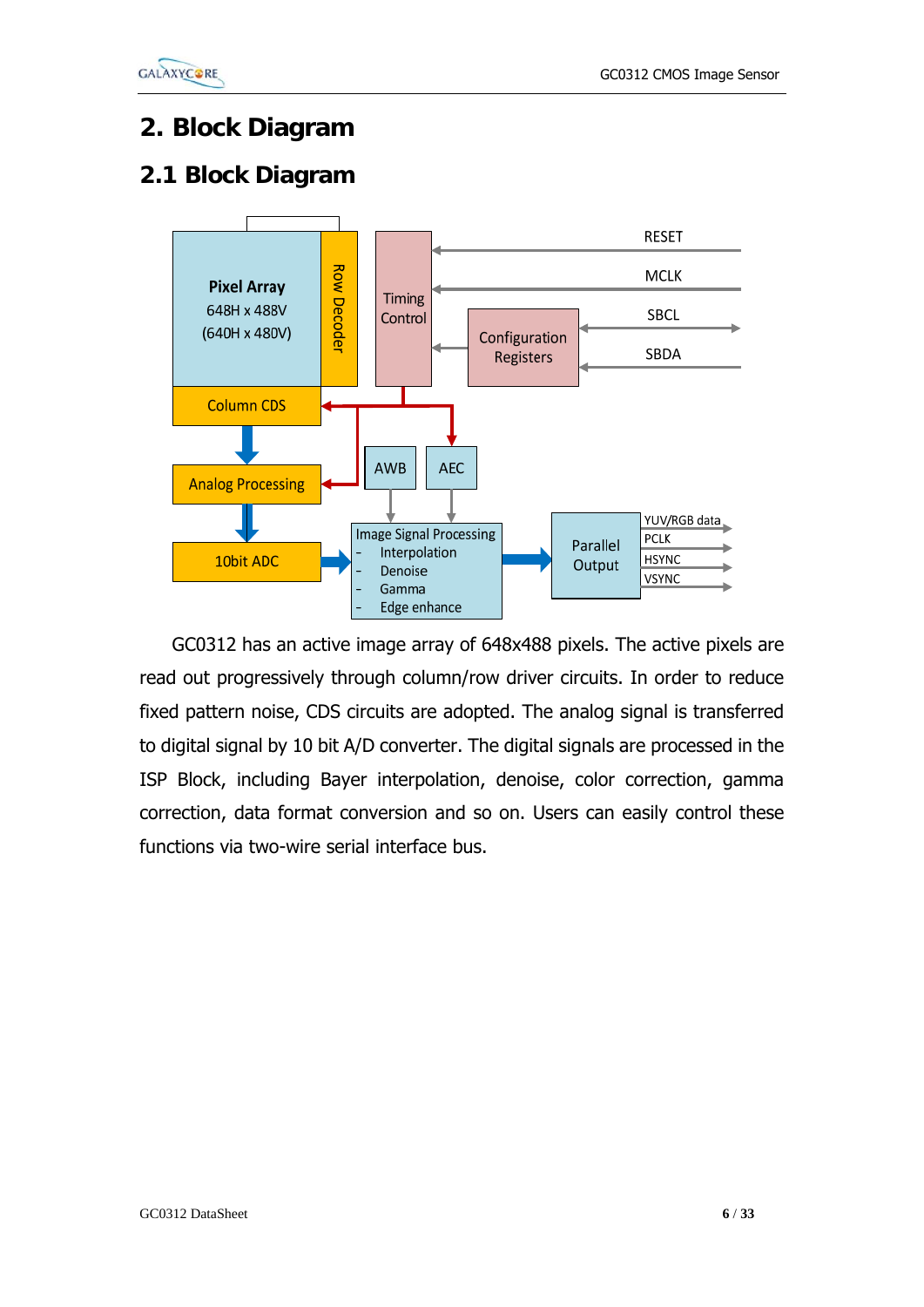# 2. Block Diagram

## 2.1 Block Diagram

Pixel Array
648H x 488V
(640H x 480V)

Row Decoder

Timing Control

RESET

MCLK

SBCL

SBDA

Configuration Registers

Column CDS

Analog Processing

10bit ADC

AWB

AEC

Image Signal Processing
- Interpolation
- Denoise
- Gamma
- Edge enhance

Parallel Output

YUV/RGB data

PCLK

HSYNC

VSYNC

GC0312 has an active image array of 648x488 pixels. The active pixels are read out progressively through column/row driver circuits. In order to reduce fixed pattern noise, CDS circuits are adopted. The analog signal is transferred to digital signal by 10 bit A/D converter. The digital signals are processed in the ISP Block, including Bayer interpolation, denoise, color correction, gamma correction, data format conversion and so on. Users can easily control these functions via two-wire serial interface bus.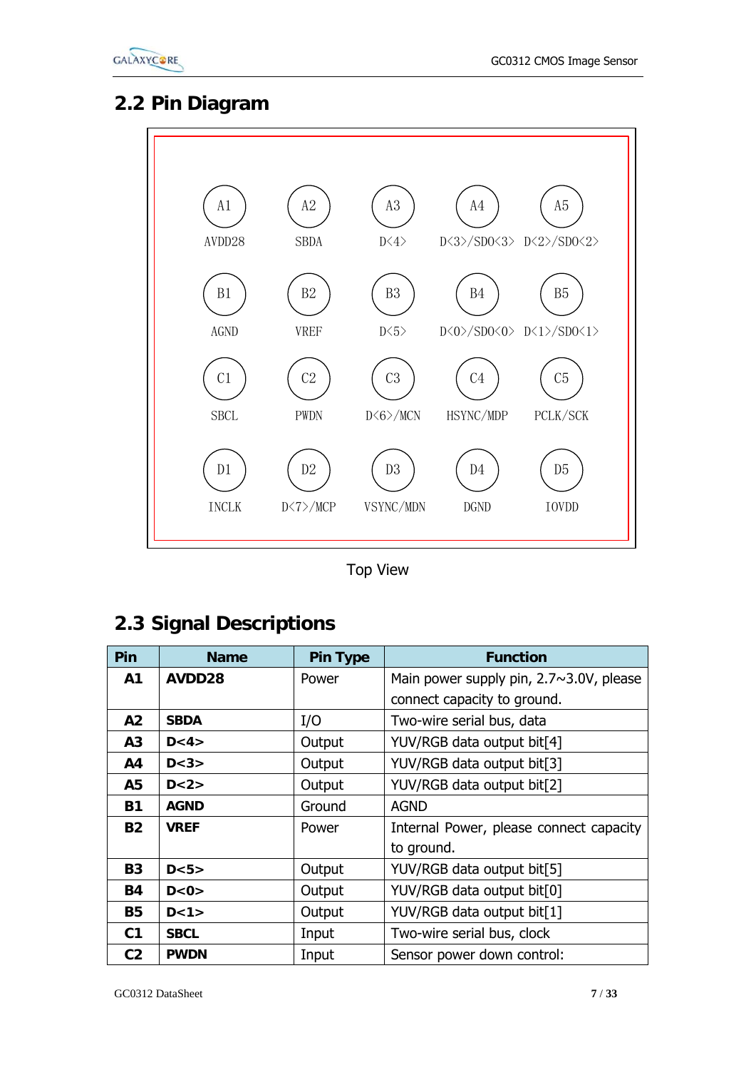## 2.2 Pin Diagram

| | | | | |
|---|---|---|---|---|
| A1 | A2 | A3 | A4 | A5 |
| AVDD28 | SBDA | D<4> | D<3>/SDO<3> | D<2>/SDO<2> |
| B1 | B2 | B3 | B4 | B5 |
| AGND | VREF | D<5> | D<0>/SDO<0> | D<1>/SDO<1> |
| C1 | C2 | C3 | C4 | C5 |
| SBCL | PWDN | D<6>/MCN | HSYNC/MDP | PCLK/SCK |
| D1 | D2 | D3 | D4 | D5 |
| INCLK | D<7>/MCP | VSYNC/MDN | DGND | IOVDD |

Top View

## 2.3 Signal Descriptions

| Pin | Name | Pin Type | Function |
|---|---|---|---|
| **A1** | **AVDD28** | Power | Main power supply pin, 2.7~3.0V, please connect capacity to ground. |
| **A2** | **SBDA** | I/O | Two-wire serial bus, data |
| **A3** | **D<4>** | Output | YUV/RGB data output bit[4] |
| **A4** | **D<3>** | Output | YUV/RGB data output bit[3] |
| **A5** | **D<2>** | Output | YUV/RGB data output bit[2] |
| **B1** | **AGND** | Ground | AGND |
| **B2** | **VREF** | Power | Internal Power, please connect capacity to ground. |
| **B3** | **D<5>** | Output | YUV/RGB data output bit[5] |
| **B4** | **D<0>** | Output | YUV/RGB data output bit[0] |
| **B5** | **D<1>** | Output | YUV/RGB data output bit[1] |
| **C1** | **SBCL** | Input | Two-wire serial bus, clock |
| **C2** | **PWDN** | Input | Sensor power down control: |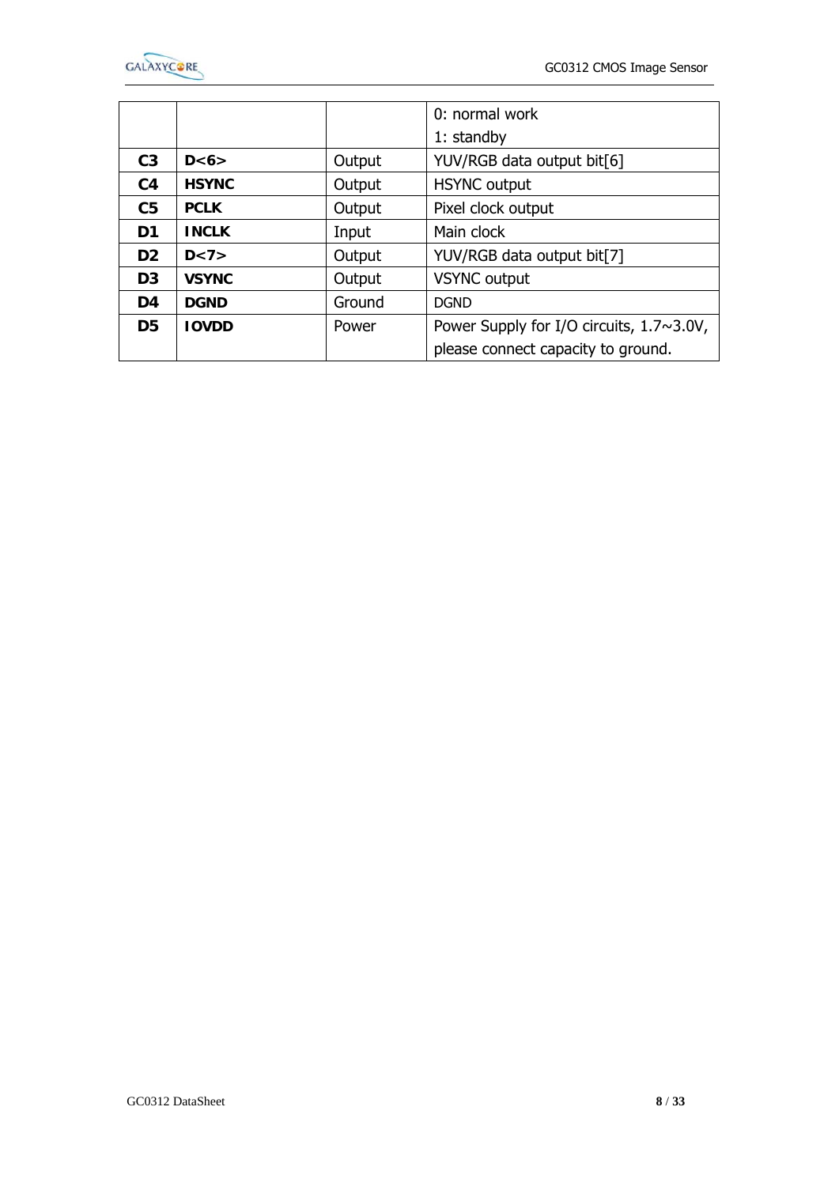| | | | |
|---|---|---|---|
| | | | 0: normal work<br>1: standby |
| **C3** | **D<6>** | Output | YUV/RGB data output bit[6] |
| **C4** | **HSYNC** | Output | HSYNC output |
| **C5** | **PCLK** | Output | Pixel clock output |
| **D1** | **INCLK** | Input | Main clock |
| **D2** | **D<7>** | Output | YUV/RGB data output bit[7] |
| **D3** | **VSYNC** | Output | VSYNC output |
| **D4** | **DGND** | Ground | DGND |
| **D5** | **IOVDD** | Power | Power Supply for I/O circuits, 1.7~3.0V, please connect capacity to ground. |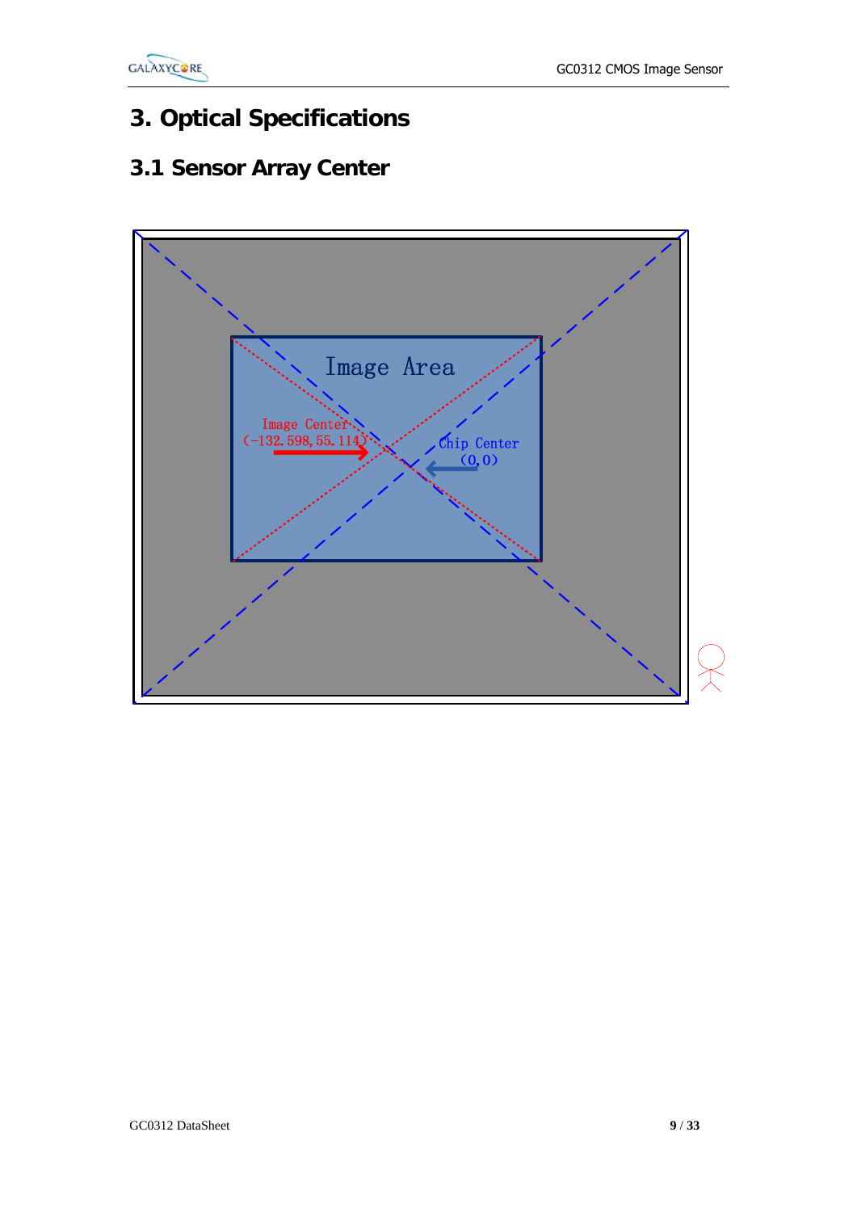# 3. Optical Specifications

## 3.1 Sensor Array Center

Image Area

Image Center
(-132.598, 55.114)

Chip Center
(0, 0)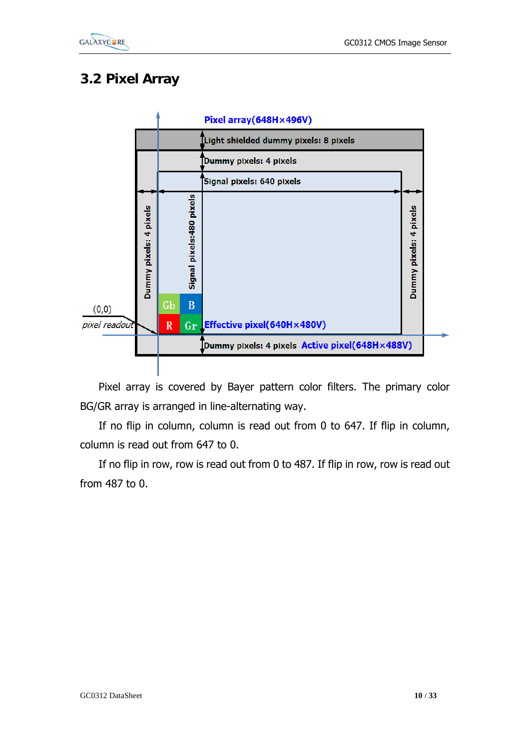## 3.2 Pixel Array

Pixel array(648H×496V)

Light shielded dummy pixels: 8 pixels

Dummy pixels: 4 pixels

Signal pixels: 640 pixels

Dummy pixels: 4 pixels

Signal pixels:480 pixels

Dummy pixels: 4 pixels

Gb B

R Gr

(0,0)

*pixel readout*

Effective pixel(640H×480V)

Dummy pixels: 4 pixels Active pixel(648H×488V)

Pixel array is covered by Bayer pattern color filters. The primary color BG/GR array is arranged in line-alternating way.

If no flip in column, column is read out from 0 to 647. If flip in column, column is read out from 647 to 0.

If no flip in row, row is read out from 0 to 487. If flip in row, row is read out from 487 to 0.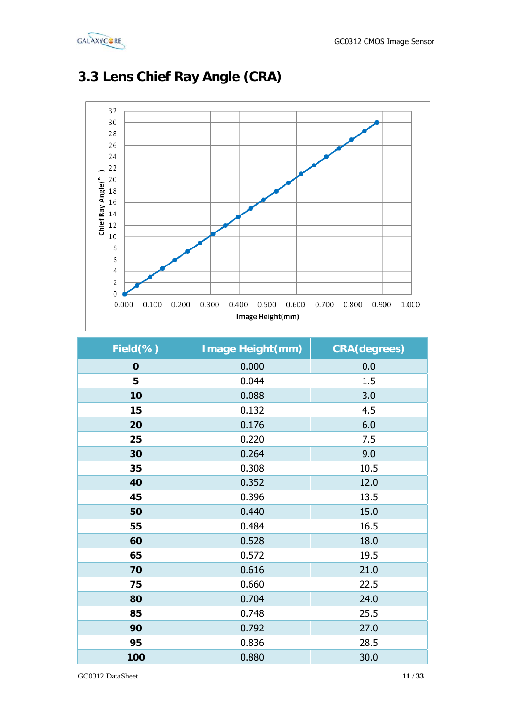## 3.3 Lens Chief Ray Angle (CRA)

32
30
28
26
24
22
20
18
16
14
12
10
8
6
4
2
0

Chief Ray Angle(° )

0.000 0.100 0.200 0.300 0.400 0.500 0.600 0.700 0.800 0.900 1.000

Image Height(mm)

| Field(%) | Image Height(mm) | CRA(degrees) |
|---|---|---|
| **0** | 0.000 | 0.0 |
| **5** | 0.044 | 1.5 |
| **10** | 0.088 | 3.0 |
| **15** | 0.132 | 4.5 |
| **20** | 0.176 | 6.0 |
| **25** | 0.220 | 7.5 |
| **30** | 0.264 | 9.0 |
| **35** | 0.308 | 10.5 |
| **40** | 0.352 | 12.0 |
| **45** | 0.396 | 13.5 |
| **50** | 0.440 | 15.0 |
| **55** | 0.484 | 16.5 |
| **60** | 0.528 | 18.0 |
| **65** | 0.572 | 19.5 |
| **70** | 0.616 | 21.0 |
| **75** | 0.660 | 22.5 |
| **80** | 0.704 | 24.0 |
| **85** | 0.748 | 25.5 |
| **90** | 0.792 | 27.0 |
| **95** | 0.836 | 28.5 |
| **100** | 0.880 | 30.0 |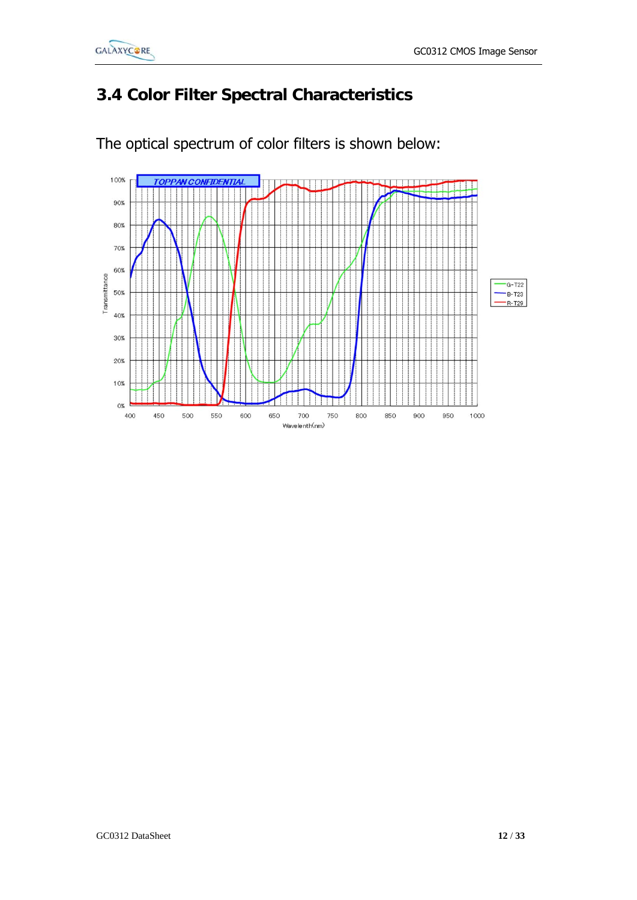## 3.4 Color Filter Spectral Characteristics

The optical spectrum of color filters is shown below:

TOPPAN CONFIDENTIAL

100%
90%
80%
70%
60%
50%
40%
30%
20%
10%
0%

Transmittance

400 450 500 550 600 650 700 750 800 850 900 950 1000

Wavelenth(nm)

G-T22
B-T23
R-T29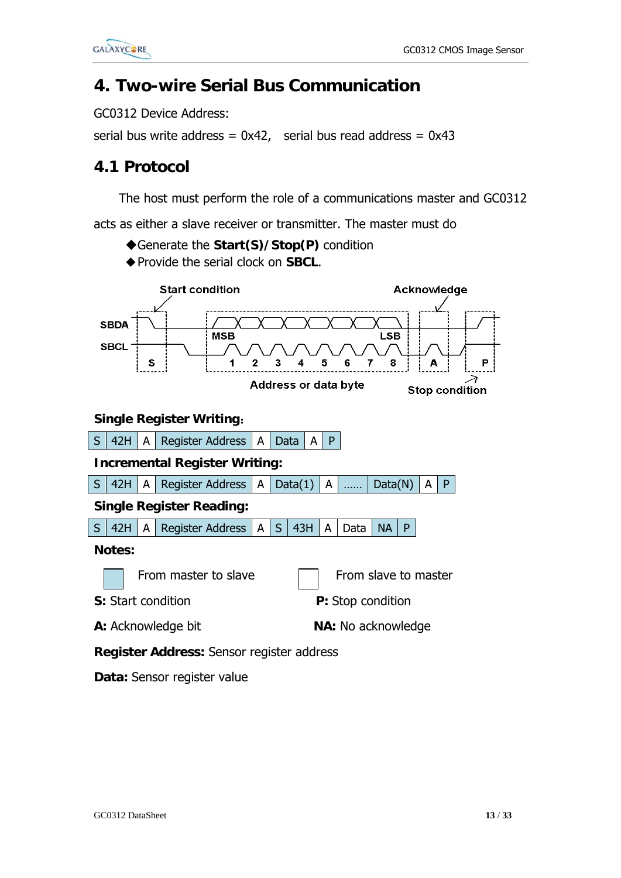# 4. Two-wire Serial Bus Communication

GC0312 Device Address:

serial bus write address = 0x42, serial bus read address = 0x43

## 4.1 Protocol

The host must perform the role of a communications master and GC0312 acts as either a slave receiver or transmitter. The master must do

- ◆Generate the **Start(S)/Stop(P)** condition
- ◆Provide the serial clock on **SBCL**.

Start condition

Acknowledge

SBDA

SBCL

S

MSB

LSB

1 2 3 4 5 6 7 8

A

P

Address or data byte

Stop condition

**Single Register Writing:**

| | | | | | | | |
|---|---|---|---|---|---|---|---|
| S | 42H | A | Register Address | A | Data | A | P |

**Incremental Register Writing:**

| | | | | | | | | | | |
|---|---|---|---|---|---|---|---|---|---|---|
| S | 42H | A | Register Address | A | Data(1) | A | …… | Data(N) | A | P |

**Single Register Reading:**

| | | | | | | | | | | |
|---|---|---|---|---|---|---|---|---|---|---|
| S | 42H | A | Register Address | A | S | 43H | A | Data | NA | P |

**Notes:**

From master to slave　　From slave to master

**S:** Start condition　　**P:** Stop condition

**A:** Acknowledge bit　　**NA:** No acknowledge

**Register Address:** Sensor register address

**Data:** Sensor register value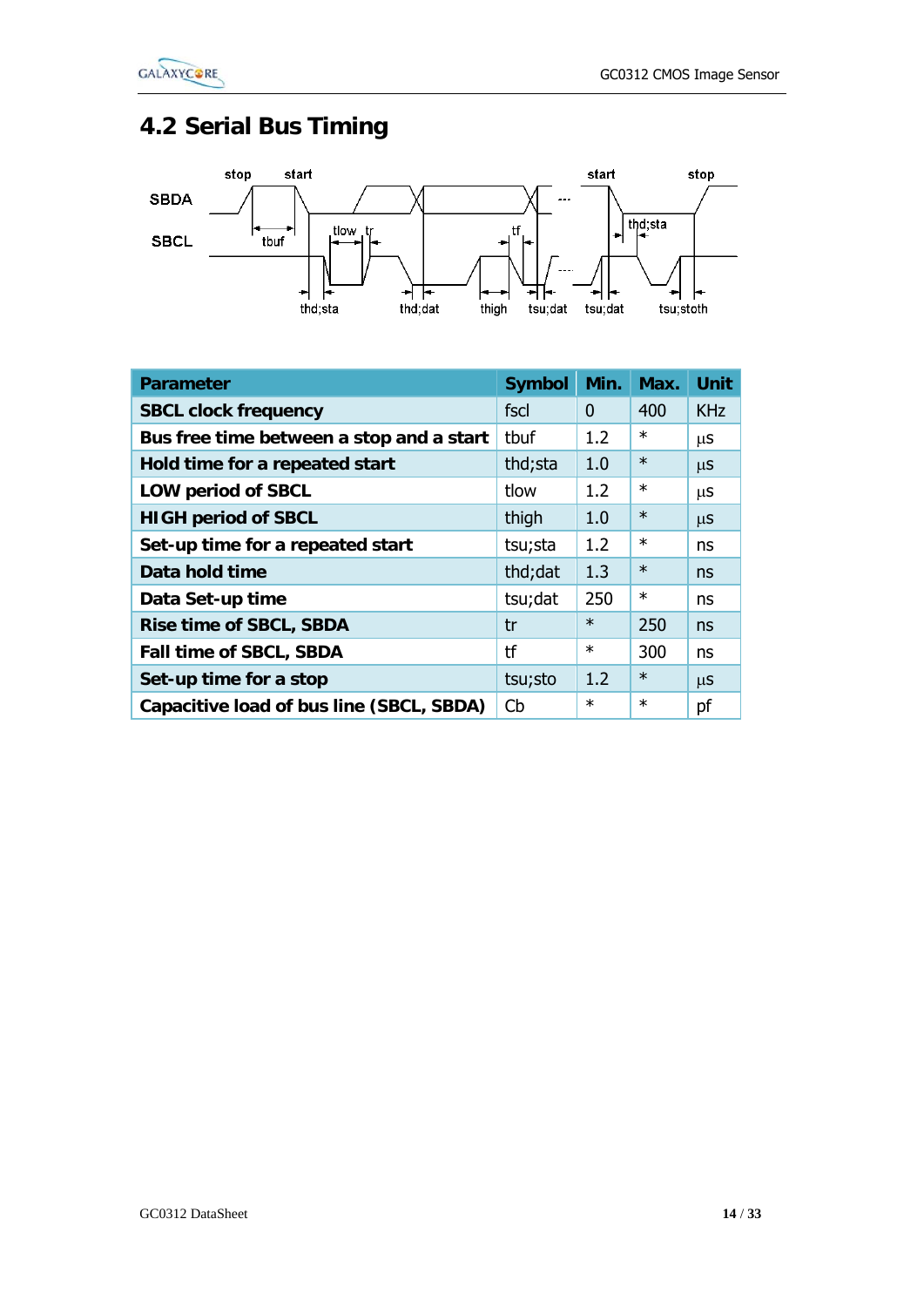## 4.2 Serial Bus Timing

stop
start
start
stop
SBDA
SBCL
tbuf
tlow
tr
tf
thd;sta
thd;sta
thd;dat
thigh
tsu;dat
tsu;dat
tsu;stoth

| Parameter | Symbol | Min. | Max. | Unit |
|---|---|---|---|---|
| **SBCL clock frequency** | fscl | 0 | 400 | KHz |
| **Bus free time between a stop and a start** | tbuf | 1.2 | * | µs |
| **Hold time for a repeated start** | thd;sta | 1.0 | * | µs |
| **LOW period of SBCL** | tlow | 1.2 | * | µs |
| **HIGH period of SBCL** | thigh | 1.0 | * | µs |
| **Set-up time for a repeated start** | tsu;sta | 1.2 | * | ns |
| **Data hold time** | thd;dat | 1.3 | * | ns |
| **Data Set-up time** | tsu;dat | 250 | * | ns |
| **Rise time of SBCL, SBDA** | tr | * | 250 | ns |
| **Fall time of SBCL, SBDA** | tf | * | 300 | ns |
| **Set-up time for a stop** | tsu;sto | 1.2 | * | µs |
| **Capacitive load of bus line (SBCL, SBDA)** | Cb | * | * | pf |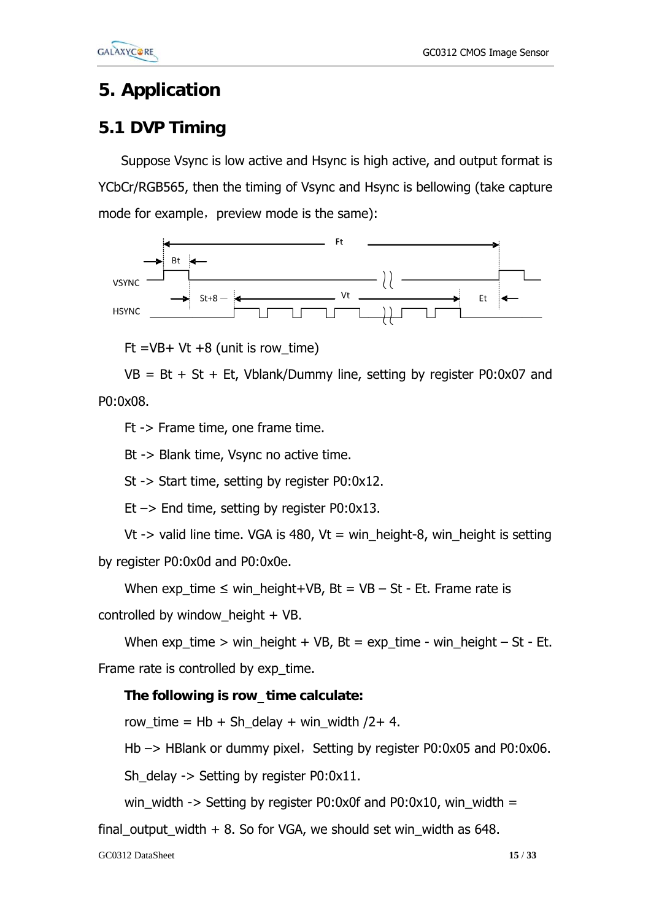# 5. Application

## 5.1 DVP Timing

Suppose Vsync is low active and Hsync is high active, and output format is YCbCr/RGB565, then the timing of Vsync and Hsync is bellowing (take capture mode for example，preview mode is the same):

Ft

Bt

VSYNC

St+8

Vt

Et

HSYNC

Ft =VB+ Vt +8 (unit is row_time)

VB = Bt + St + Et, Vblank/Dummy line, setting by register P0:0x07 and P0:0x08.

Ft -> Frame time, one frame time.

Bt -> Blank time, Vsync no active time.

St -> Start time, setting by register P0:0x12.

Et –> End time, setting by register P0:0x13.

Vt -> valid line time. VGA is 480, Vt = win_height-8, win_height is setting by register P0:0x0d and P0:0x0e.

When exp_time ≤ win_height+VB, Bt = VB – St - Et. Frame rate is controlled by window_height + VB.

When exp_time > win_height + VB, Bt = exp_time - win_height – St - Et. Frame rate is controlled by exp_time.

**The following is row_time calculate:**

row_time = Hb + Sh_delay + win_width /2+ 4.

Hb –> HBlank or dummy pixel，Setting by register P0:0x05 and P0:0x06.

Sh_delay -> Setting by register P0:0x11.

win_width -> Setting by register P0:0x0f and P0:0x10, win_width = final_output_width + 8. So for VGA, we should set win_width as 648.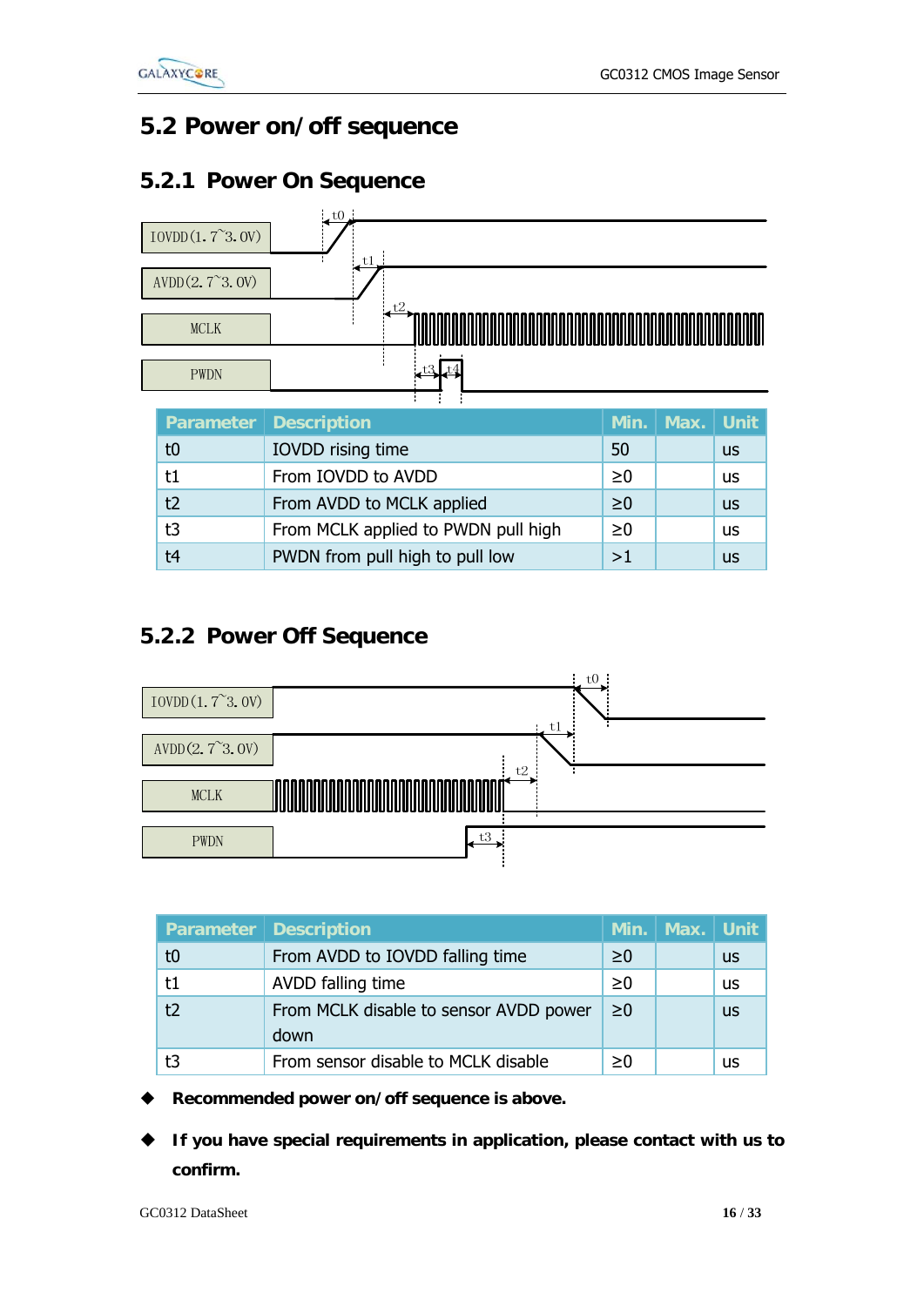## 5.2 Power on/off sequence

### 5.2.1 Power On Sequence

IOVDD(1.7~3.0V)

AVDD(2.7~3.0V)

MCLK

PWDN

t0

t1

t2

t3

t4

| Parameter | Description | Min. | Max. | Unit |
|---|---|---|---|---|
| t0 | IOVDD rising time | 50 | | us |
| t1 | From IOVDD to AVDD | ≥0 | | us |
| t2 | From AVDD to MCLK applied | ≥0 | | us |
| t3 | From MCLK applied to PWDN pull high | ≥0 | | us |
| t4 | PWDN from pull high to pull low | >1 | | us |

### 5.2.2 Power Off Sequence

IOVDD(1.7~3.0V)

AVDD(2.7~3.0V)

MCLK

PWDN

t0

t1

t2

t3

| Parameter | Description | Min. | Max. | Unit |
|---|---|---|---|---|
| t0 | From AVDD to IOVDD falling time | ≥0 | | us |
| t1 | AVDD falling time | ≥0 | | us |
| t2 | From MCLK disable to sensor AVDD power down | ≥0 | | us |
| t3 | From sensor disable to MCLK disable | ≥0 | | us |

- **Recommended power on/off sequence is above.**
- **If you have special requirements in application, please contact with us to confirm.**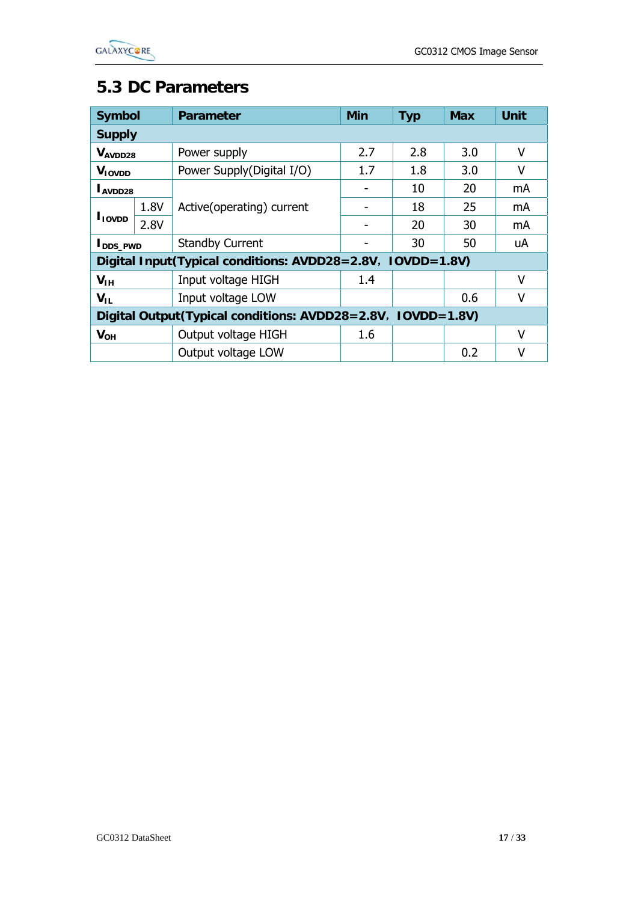## 5.3 DC Parameters

| Symbol | | Parameter | Min | Typ | Max | Unit |
|---|---|---|---|---|---|---|
| **Supply** | | | | | | |
| $V_{AVDD28}$ | | Power supply | 2.7 | 2.8 | 3.0 | V |
| $V_{IOVDD}$ | | Power Supply(Digital I/O) | 1.7 | 1.8 | 3.0 | V |
| $I_{AVDD28}$ | | Active(operating) current | - | 10 | 20 | mA |
| $I_{IOVDD}$ | 1.8V | | - | 18 | 25 | mA |
| | 2.8V | | - | 20 | 30 | mA |
| $I_{DDS\_PWD}$ | | Standby Current | - | 30 | 50 | uA |
| **Digital Input(Typical conditions: AVDD28=2.8V, IOVDD=1.8V)** | | | | | | |
| $V_{IH}$ | | Input voltage HIGH | 1.4 | | | V |
| $V_{IL}$ | | Input voltage LOW | | | 0.6 | V |
| **Digital Output(Typical conditions: AVDD28=2.8V, IOVDD=1.8V)** | | | | | | |
| $V_{OH}$ | | Output voltage HIGH | 1.6 | | | V |
| | | Output voltage LOW | | | 0.2 | V |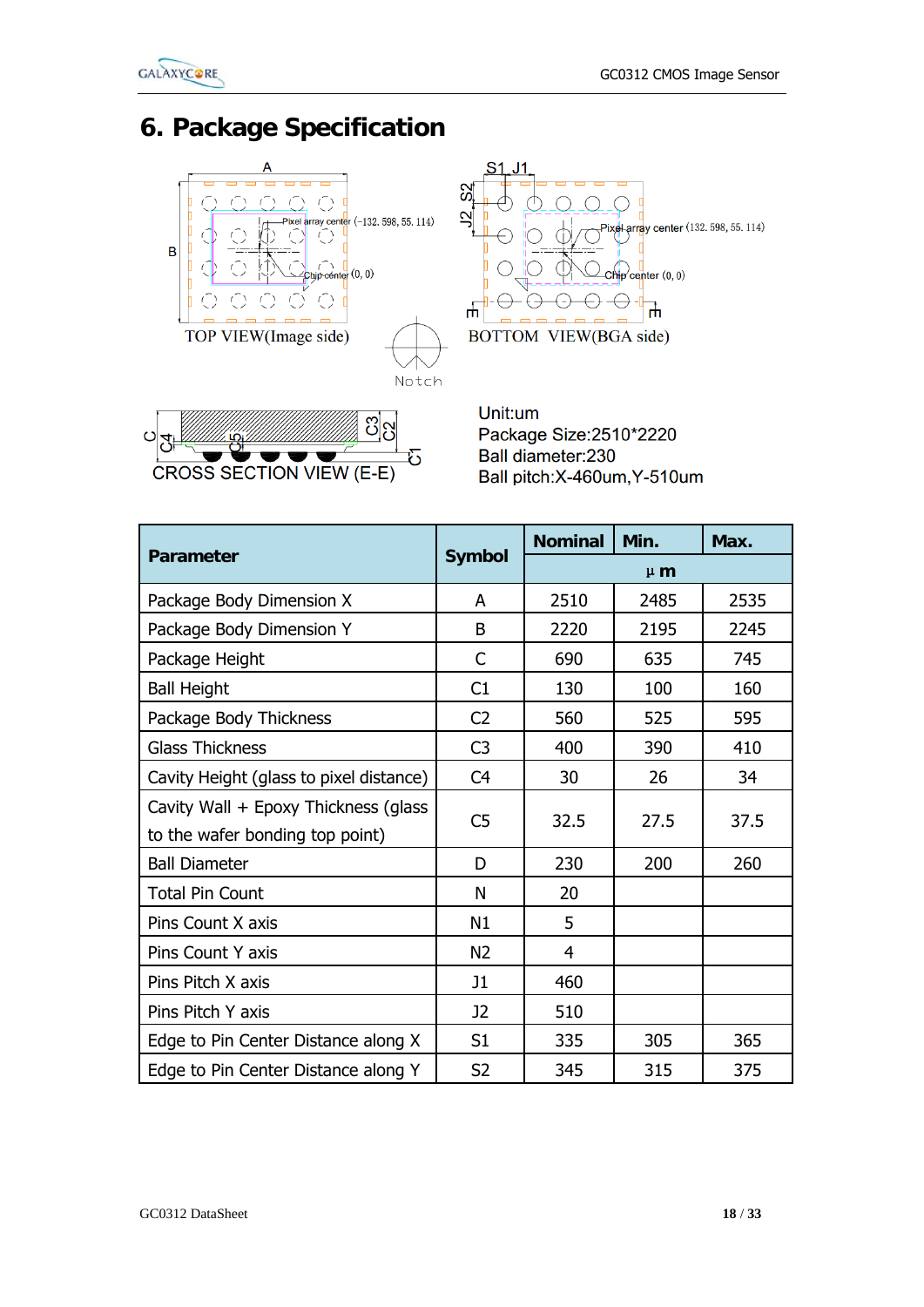# 6. Package Specification

TOP VIEW(Image side)

Pixel array center (−132. 598, 55. 114)

Chip center (0, 0)

BOTTOM VIEW(BGA side)

Pixel array center (132. 598, 55. 114)

Chip center (0, 0)

Notch

CROSS SECTION VIEW (E-E)

Unit:um
Package Size:2510*2220
Ball diameter:230
Ball pitch:X-460um,Y-510um

| Parameter | Symbol | Nominal | Min. | Max. |
|---|---|---|---|---|
| | | μm | | |
| Package Body Dimension X | A | 2510 | 2485 | 2535 |
| Package Body Dimension Y | B | 2220 | 2195 | 2245 |
| Package Height | C | 690 | 635 | 745 |
| Ball Height | C1 | 130 | 100 | 160 |
| Package Body Thickness | C2 | 560 | 525 | 595 |
| Glass Thickness | C3 | 400 | 390 | 410 |
| Cavity Height (glass to pixel distance) | C4 | 30 | 26 | 34 |
| Cavity Wall + Epoxy Thickness (glass to the wafer bonding top point) | C5 | 32.5 | 27.5 | 37.5 |
| Ball Diameter | D | 230 | 200 | 260 |
| Total Pin Count | N | 20 | | |
| Pins Count X axis | N1 | 5 | | |
| Pins Count Y axis | N2 | 4 | | |
| Pins Pitch X axis | J1 | 460 | | |
| Pins Pitch Y axis | J2 | 510 | | |
| Edge to Pin Center Distance along X | S1 | 335 | 305 | 365 |
| Edge to Pin Center Distance along Y | S2 | 345 | 315 | 375 |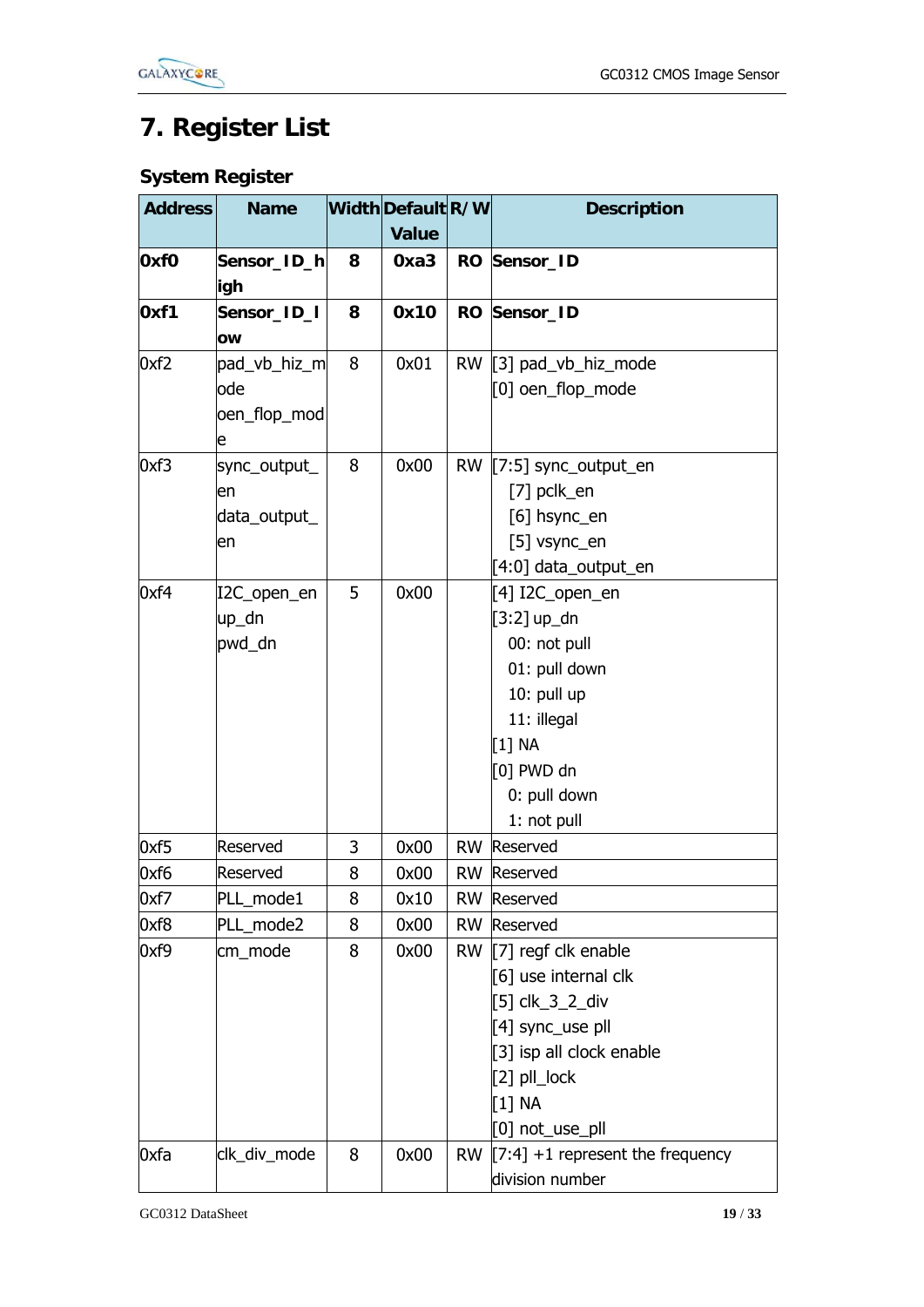# 7. Register List

## System Register

| Address | Name | Width | Default Value | R/W | Description |
|---|---|---|---|---|---|
| **0xf0** | **Sensor_ID_high** | **8** | **0xa3** | **RO** | **Sensor_ID** |
| **0xf1** | **Sensor_ID_low** | **8** | **0x10** | **RO** | **Sensor_ID** |
| 0xf2 | pad_vb_hiz_mode<br>oen_flop_mode | 8 | 0x01 | RW | [3] pad_vb_hiz_mode<br>[0] oen_flop_mode |
| 0xf3 | sync_output_en<br>data_output_en | 8 | 0x00 | RW | [7:5] sync_output_en<br>[7] pclk_en<br>[6] hsync_en<br>[5] vsync_en<br>[4:0] data_output_en |
| 0xf4 | I2C_open_en<br>up_dn<br>pwd_dn | 5 | 0x00 | | [4] I2C_open_en<br>[3:2] up_dn<br>00: not pull<br>01: pull down<br>10: pull up<br>11: illegal<br>[1] NA<br>[0] PWD dn<br>0: pull down<br>1: not pull |
| 0xf5 | Reserved | 3 | 0x00 | RW | Reserved |
| 0xf6 | Reserved | 8 | 0x00 | RW | Reserved |
| 0xf7 | PLL_mode1 | 8 | 0x10 | RW | Reserved |
| 0xf8 | PLL_mode2 | 8 | 0x00 | RW | Reserved |
| 0xf9 | cm_mode | 8 | 0x00 | RW | [7] regf clk enable<br>[6] use internal clk<br>[5] clk_3_2_div<br>[4] sync_use pll<br>[3] isp all clock enable<br>[2] pll_lock<br>[1] NA<br>[0] not_use_pll |
| 0xfa | clk_div_mode | 8 | 0x00 | RW | [7:4] +1 represent the frequency division number |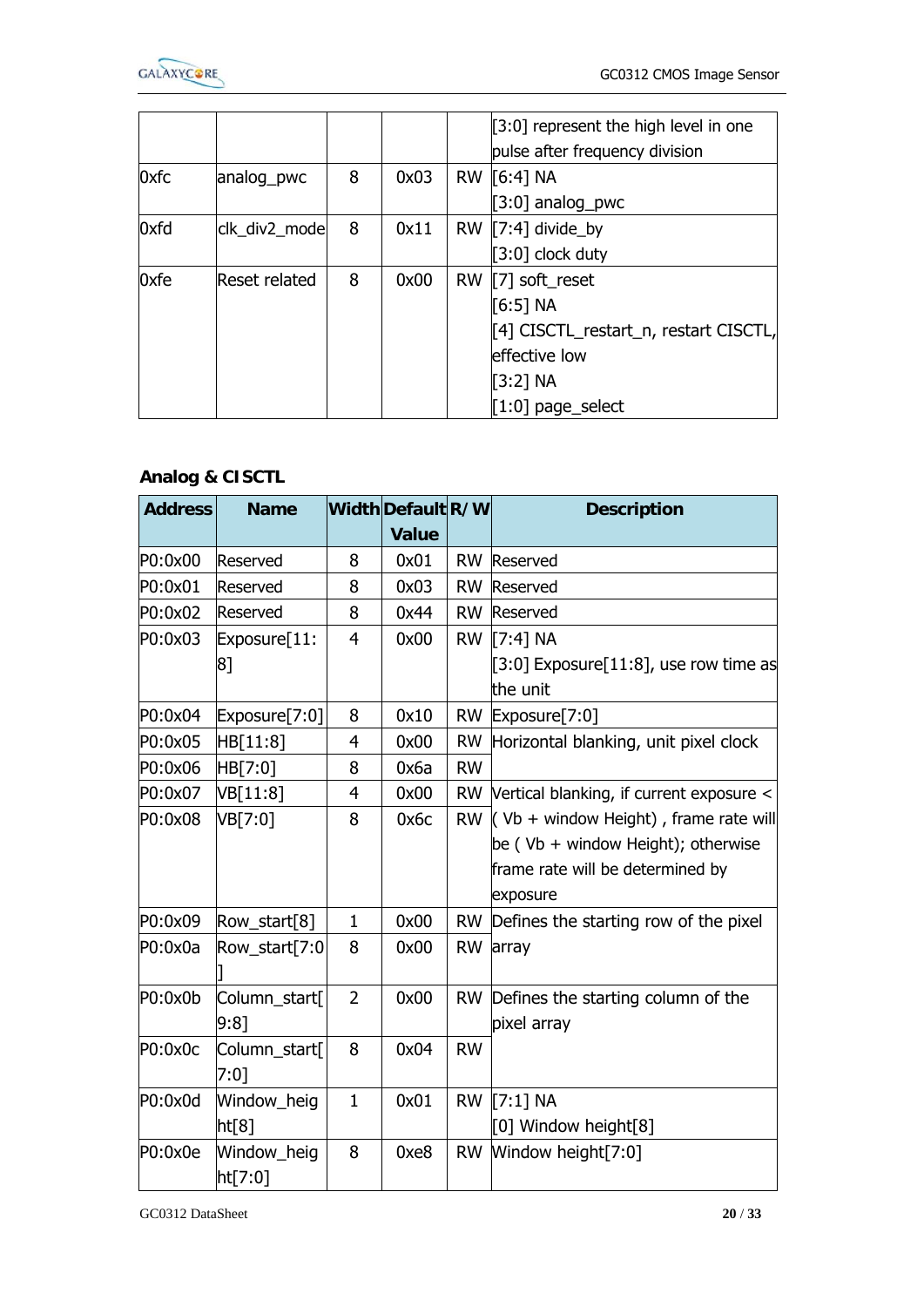| | | | | | |
|---|---|---|---|---|---|
| | | | | | [3:0] represent the high level in one pulse after frequency division |
| 0xfc | analog_pwc | 8 | 0x03 | RW | [6:4] NA<br>[3:0] analog_pwc |
| 0xfd | clk_div2_mode | 8 | 0x11 | RW | [7:4] divide_by<br>[3:0] clock duty |
| 0xfe | Reset related | 8 | 0x00 | RW | [7] soft_reset<br>[6:5] NA<br>[4] CISCTL_restart_n, restart CISCTL, effective low<br>[3:2] NA<br>[1:0] page_select |

**Analog & CISCTL**

| Address | Name | Width | Default Value | R/W | Description |
|---|---|---|---|---|---|
| P0:0x00 | Reserved | 8 | 0x01 | RW | Reserved |
| P0:0x01 | Reserved | 8 | 0x03 | RW | Reserved |
| P0:0x02 | Reserved | 8 | 0x44 | RW | Reserved |
| P0:0x03 | Exposure[11:8] | 4 | 0x00 | RW | [7:4] NA<br>[3:0] Exposure[11:8], use row time as the unit |
| P0:0x04 | Exposure[7:0] | 8 | 0x10 | RW | Exposure[7:0] |
| P0:0x05 | HB[11:8] | 4 | 0x00 | RW | Horizontal blanking, unit pixel clock |
| P0:0x06 | HB[7:0] | 8 | 0x6a | RW | |
| P0:0x07 | VB[11:8] | 4 | 0x00 | RW | Vertical blanking, if current exposure < ( Vb + window Height) , frame rate will be ( Vb + window Height); otherwise frame rate will be determined by exposure |
| P0:0x08 | VB[7:0] | 8 | 0x6c | RW | |
| P0:0x09 | Row_start[8] | 1 | 0x00 | RW | Defines the starting row of the pixel array |
| P0:0x0a | Row_start[7:0] | 8 | 0x00 | RW | |
| P0:0x0b | Column_start[9:8] | 2 | 0x00 | RW | Defines the starting column of the pixel array |
| P0:0x0c | Column_start[7:0] | 8 | 0x04 | RW | |
| P0:0x0d | Window_height[8] | 1 | 0x01 | RW | [7:1] NA<br>[0] Window height[8] |
| P0:0x0e | Window_height[7:0] | 8 | 0xe8 | RW | Window height[7:0] |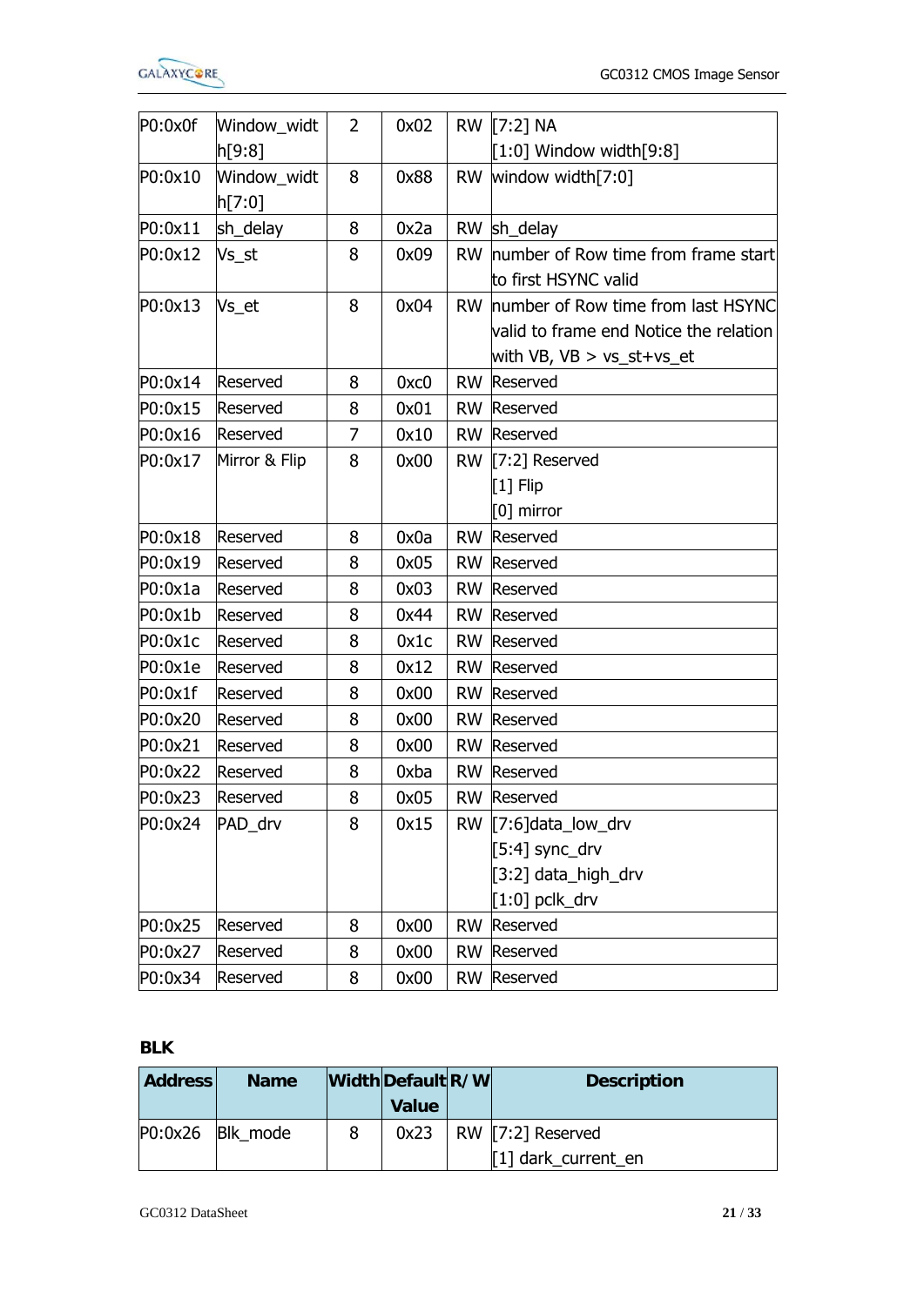| | | | | | |
|---|---|---|---|---|---|
| P0:0x0f | Window_width[9:8] | 2 | 0x02 | RW | [7:2] NA<br>[1:0] Window width[9:8] |
| P0:0x10 | Window_width[7:0] | 8 | 0x88 | RW | window width[7:0] |
| P0:0x11 | sh_delay | 8 | 0x2a | RW | sh_delay |
| P0:0x12 | Vs_st | 8 | 0x09 | RW | number of Row time from frame start to first HSYNC valid |
| P0:0x13 | Vs_et | 8 | 0x04 | RW | number of Row time from last HSYNC valid to frame end Notice the relation with VB, VB > vs_st+vs_et |
| P0:0x14 | Reserved | 8 | 0xc0 | RW | Reserved |
| P0:0x15 | Reserved | 8 | 0x01 | RW | Reserved |
| P0:0x16 | Reserved | 7 | 0x10 | RW | Reserved |
| P0:0x17 | Mirror & Flip | 8 | 0x00 | RW | [7:2] Reserved<br>[1] Flip<br>[0] mirror |
| P0:0x18 | Reserved | 8 | 0x0a | RW | Reserved |
| P0:0x19 | Reserved | 8 | 0x05 | RW | Reserved |
| P0:0x1a | Reserved | 8 | 0x03 | RW | Reserved |
| P0:0x1b | Reserved | 8 | 0x44 | RW | Reserved |
| P0:0x1c | Reserved | 8 | 0x1c | RW | Reserved |
| P0:0x1e | Reserved | 8 | 0x12 | RW | Reserved |
| P0:0x1f | Reserved | 8 | 0x00 | RW | Reserved |
| P0:0x20 | Reserved | 8 | 0x00 | RW | Reserved |
| P0:0x21 | Reserved | 8 | 0x00 | RW | Reserved |
| P0:0x22 | Reserved | 8 | 0xba | RW | Reserved |
| P0:0x23 | Reserved | 8 | 0x05 | RW | Reserved |
| P0:0x24 | PAD_drv | 8 | 0x15 | RW | [7:6]data_low_drv<br>[5:4] sync_drv<br>[3:2] data_high_drv<br>[1:0] pclk_drv |
| P0:0x25 | Reserved | 8 | 0x00 | RW | Reserved |
| P0:0x27 | Reserved | 8 | 0x00 | RW | Reserved |
| P0:0x34 | Reserved | 8 | 0x00 | RW | Reserved |

**BLK**

| Address | Name | Width | Default Value | R/W | Description |
|---|---|---|---|---|---|
| P0:0x26 | Blk_mode | 8 | 0x23 | RW | [7:2] Reserved<br>[1] dark_current_en |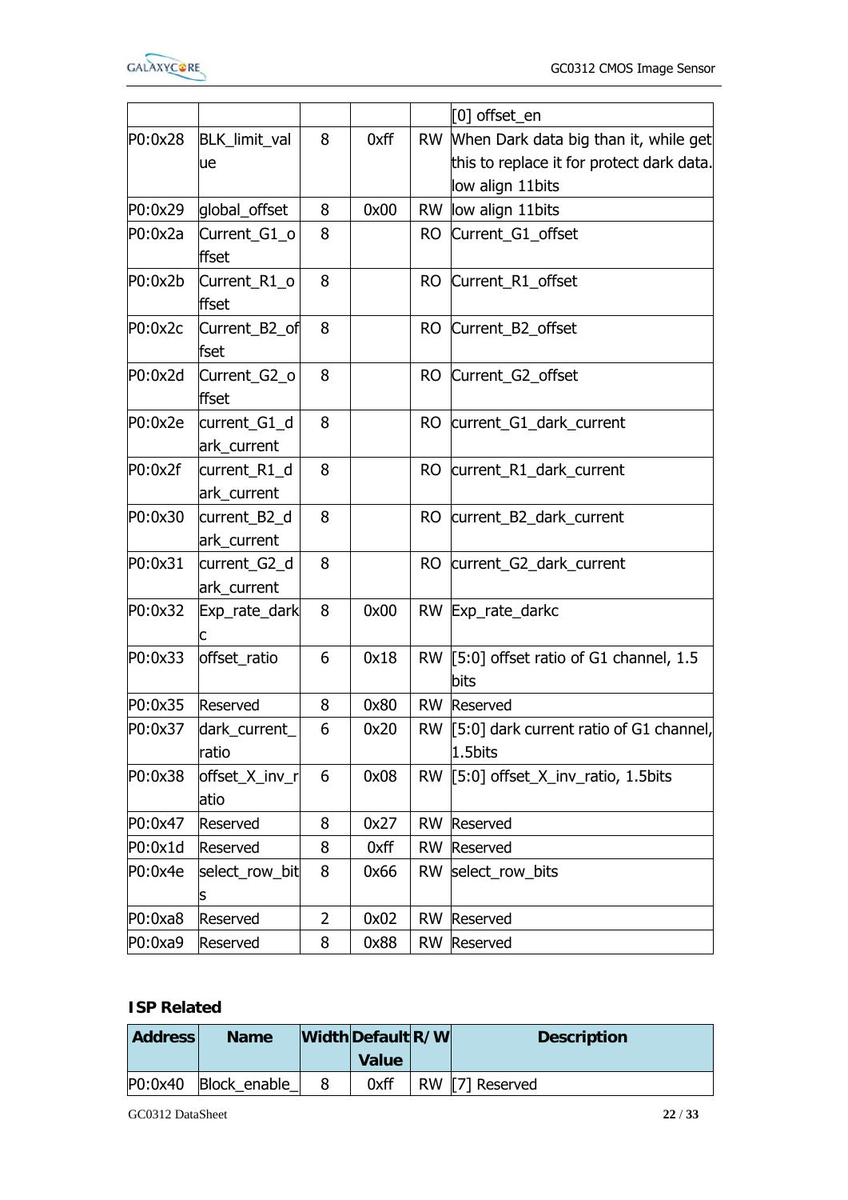| | | | | | |
|---|---|---|---|---|---|
| | | | | | [0] offset_en |
| P0:0x28 | BLK_limit_value | 8 | 0xff | RW | When Dark data big than it, while get this to replace it for protect dark data. low align 11bits |
| P0:0x29 | global_offset | 8 | 0x00 | RW | low align 11bits |
| P0:0x2a | Current_G1_offset | 8 | | RO | Current_G1_offset |
| P0:0x2b | Current_R1_offset | 8 | | RO | Current_R1_offset |
| P0:0x2c | Current_B2_offset | 8 | | RO | Current_B2_offset |
| P0:0x2d | Current_G2_offset | 8 | | RO | Current_G2_offset |
| P0:0x2e | current_G1_dark_current | 8 | | RO | current_G1_dark_current |
| P0:0x2f | current_R1_dark_current | 8 | | RO | current_R1_dark_current |
| P0:0x30 | current_B2_dark_current | 8 | | RO | current_B2_dark_current |
| P0:0x31 | current_G2_dark_current | 8 | | RO | current_G2_dark_current |
| P0:0x32 | Exp_rate_darkc | 8 | 0x00 | RW | Exp_rate_darkc |
| P0:0x33 | offset_ratio | 6 | 0x18 | RW | [5:0] offset ratio of G1 channel, 1.5 bits |
| P0:0x35 | Reserved | 8 | 0x80 | RW | Reserved |
| P0:0x37 | dark_current_ratio | 6 | 0x20 | RW | [5:0] dark current ratio of G1 channel, 1.5bits |
| P0:0x38 | offset_X_inv_ratio | 6 | 0x08 | RW | [5:0] offset_X_inv_ratio, 1.5bits |
| P0:0x47 | Reserved | 8 | 0x27 | RW | Reserved |
| P0:0x1d | Reserved | 8 | 0xff | RW | Reserved |
| P0:0x4e | select_row_bits | 8 | 0x66 | RW | select_row_bits |
| P0:0xa8 | Reserved | 2 | 0x02 | RW | Reserved |
| P0:0xa9 | Reserved | 8 | 0x88 | RW | Reserved |

**ISP Related**

| Address | Name | Width | Default Value | R/W | Description |
|---|---|---|---|---|---|
| P0:0x40 | Block_enable_ | 8 | 0xff | RW | [7] Reserved |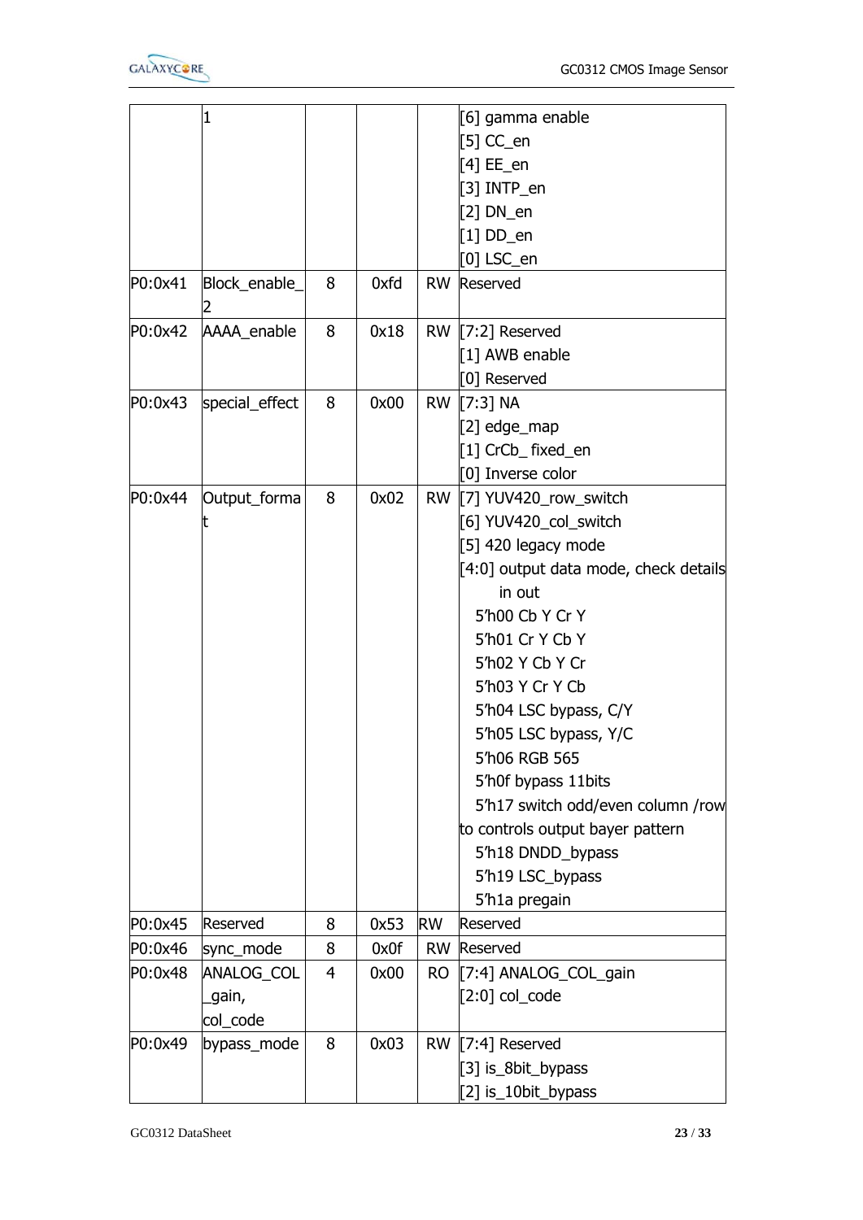| | | | | | |
|---|---|---|---|---|---|
| | 1 | | | | [6] gamma enable<br>[5] CC_en<br>[4] EE_en<br>[3] INTP_en<br>[2] DN_en<br>[1] DD_en<br>[0] LSC_en |
| P0:0x41 | Block_enable_2 | 8 | 0xfd | RW | Reserved |
| P0:0x42 | AAAA_enable | 8 | 0x18 | RW | [7:2] Reserved<br>[1] AWB enable<br>[0] Reserved |
| P0:0x43 | special_effect | 8 | 0x00 | RW | [7:3] NA<br>[2] edge_map<br>[1] CrCb_ fixed_en<br>[0] Inverse color |
| P0:0x44 | Output_format | 8 | 0x02 | RW | [7] YUV420_row_switch<br>[6] YUV420_col_switch<br>[5] 420 legacy mode<br>[4:0] output data mode, check details<br>in out<br>5'h00 Cb Y Cr Y<br>5'h01 Cr Y Cb Y<br>5'h02 Y Cb Y Cr<br>5'h03 Y Cr Y Cb<br>5'h04 LSC bypass, C/Y<br>5'h05 LSC bypass, Y/C<br>5'h06 RGB 565<br>5'h0f bypass 11bits<br>5'h17 switch odd/even column /row to controls output bayer pattern<br>5'h18 DNDD_bypass<br>5'h19 LSC_bypass<br>5'h1a pregain |
| P0:0x45 | Reserved | 8 | 0x53 | RW | Reserved |
| P0:0x46 | sync_mode | 8 | 0x0f | RW | Reserved |
| P0:0x48 | ANALOG_COL_gain, col_code | 4 | 0x00 | RO | [7:4] ANALOG_COL_gain<br>[2:0] col_code |
| P0:0x49 | bypass_mode | 8 | 0x03 | RW | [7:4] Reserved<br>[3] is_8bit_bypass<br>[2] is_10bit_bypass |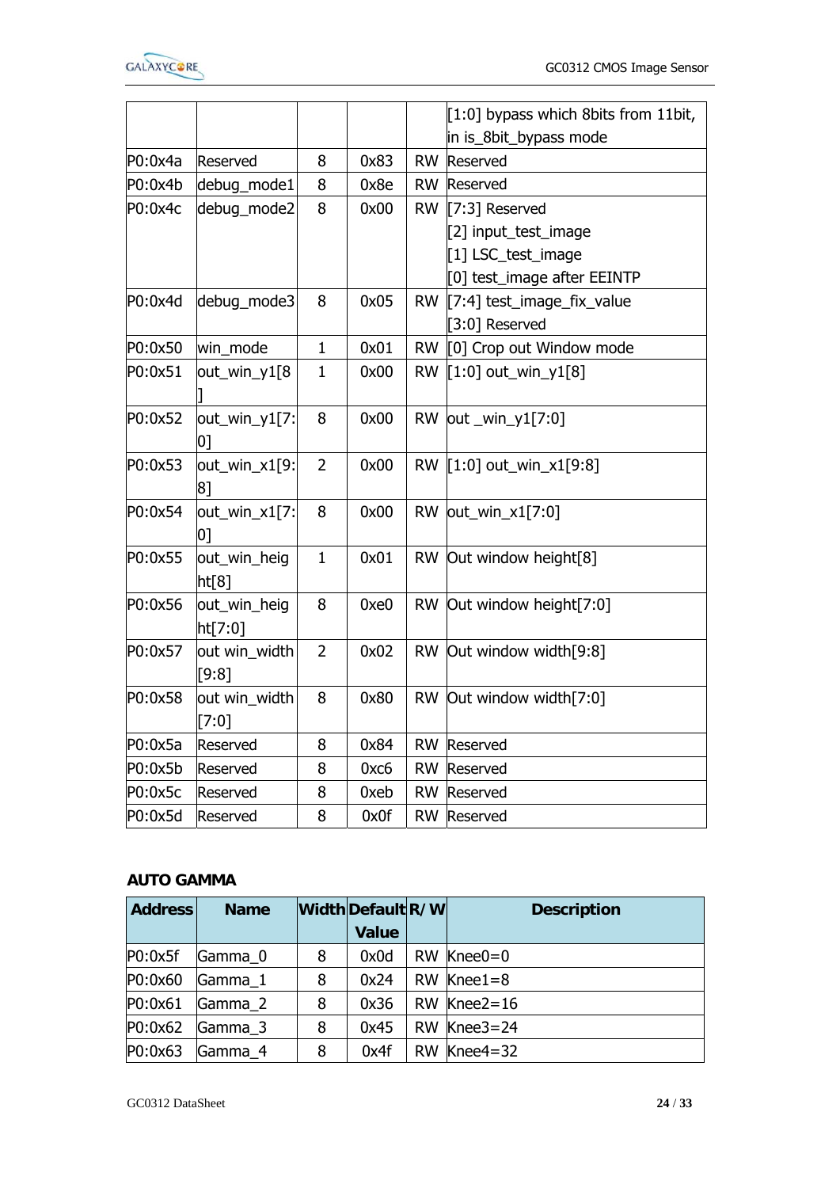| | | | | | |
|---|---|---|---|---|---|
| | | | | | [1:0] bypass which 8bits from 11bit, in is_8bit_bypass mode |
| P0:0x4a | Reserved | 8 | 0x83 | RW | Reserved |
| P0:0x4b | debug_mode1 | 8 | 0x8e | RW | Reserved |
| P0:0x4c | debug_mode2 | 8 | 0x00 | RW | [7:3] Reserved<br>[2] input_test_image<br>[1] LSC_test_image<br>[0] test_image after EEINTP |
| P0:0x4d | debug_mode3 | 8 | 0x05 | RW | [7:4] test_image_fix_value<br>[3:0] Reserved |
| P0:0x50 | win_mode | 1 | 0x01 | RW | [0] Crop out Window mode |
| P0:0x51 | out_win_y1[8] | 1 | 0x00 | RW | [1:0] out_win_y1[8] |
| P0:0x52 | out_win_y1[7:0] | 8 | 0x00 | RW | out _win_y1[7:0] |
| P0:0x53 | out_win_x1[9:8] | 2 | 0x00 | RW | [1:0] out_win_x1[9:8] |
| P0:0x54 | out_win_x1[7:0] | 8 | 0x00 | RW | out_win_x1[7:0] |
| P0:0x55 | out_win_height[8] | 1 | 0x01 | RW | Out window height[8] |
| P0:0x56 | out_win_height[7:0] | 8 | 0xe0 | RW | Out window height[7:0] |
| P0:0x57 | out win_width [9:8] | 2 | 0x02 | RW | Out window width[9:8] |
| P0:0x58 | out win_width [7:0] | 8 | 0x80 | RW | Out window width[7:0] |
| P0:0x5a | Reserved | 8 | 0x84 | RW | Reserved |
| P0:0x5b | Reserved | 8 | 0xc6 | RW | Reserved |
| P0:0x5c | Reserved | 8 | 0xeb | RW | Reserved |
| P0:0x5d | Reserved | 8 | 0x0f | RW | Reserved |

**AUTO GAMMA**

| Address | Name | Width | Default Value | R/W | Description |
|---|---|---|---|---|---|
| P0:0x5f | Gamma_0 | 8 | 0x0d | RW | Knee0=0 |
| P0:0x60 | Gamma_1 | 8 | 0x24 | RW | Knee1=8 |
| P0:0x61 | Gamma_2 | 8 | 0x36 | RW | Knee2=16 |
| P0:0x62 | Gamma_3 | 8 | 0x45 | RW | Knee3=24 |
| P0:0x63 | Gamma_4 | 8 | 0x4f | RW | Knee4=32 |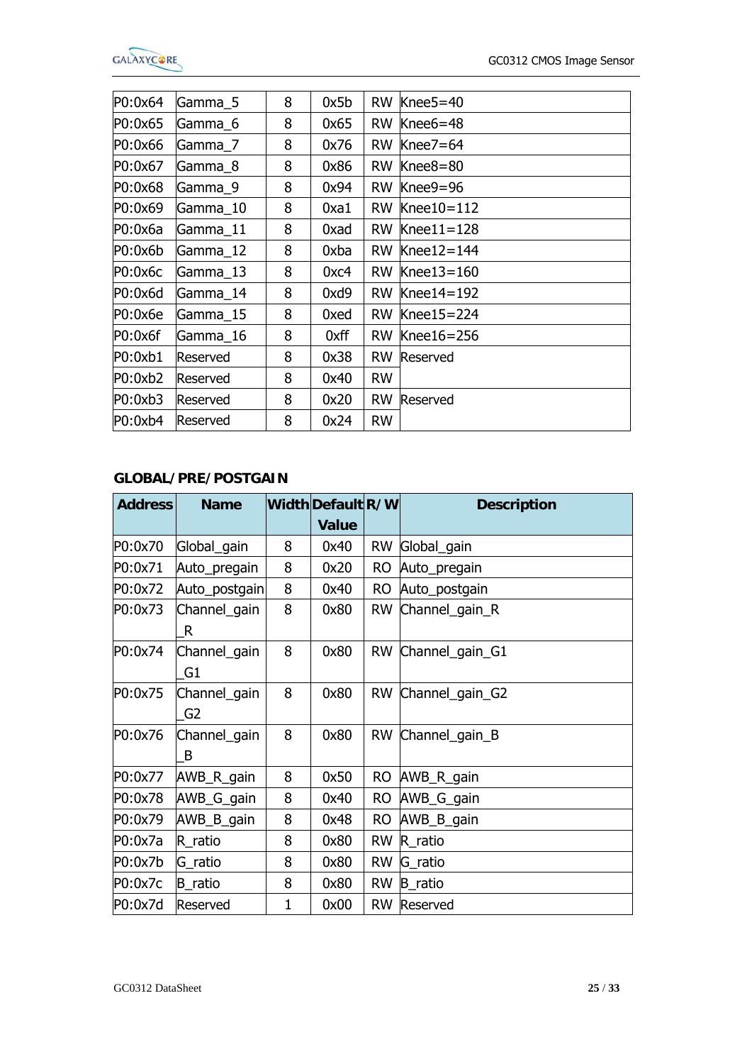| | | | | | |
|---|---|---|---|---|---|
| P0:0x64 | Gamma_5 | 8 | 0x5b | RW | Knee5=40 |
| P0:0x65 | Gamma_6 | 8 | 0x65 | RW | Knee6=48 |
| P0:0x66 | Gamma_7 | 8 | 0x76 | RW | Knee7=64 |
| P0:0x67 | Gamma_8 | 8 | 0x86 | RW | Knee8=80 |
| P0:0x68 | Gamma_9 | 8 | 0x94 | RW | Knee9=96 |
| P0:0x69 | Gamma_10 | 8 | 0xa1 | RW | Knee10=112 |
| P0:0x6a | Gamma_11 | 8 | 0xad | RW | Knee11=128 |
| P0:0x6b | Gamma_12 | 8 | 0xba | RW | Knee12=144 |
| P0:0x6c | Gamma_13 | 8 | 0xc4 | RW | Knee13=160 |
| P0:0x6d | Gamma_14 | 8 | 0xd9 | RW | Knee14=192 |
| P0:0x6e | Gamma_15 | 8 | 0xed | RW | Knee15=224 |
| P0:0x6f | Gamma_16 | 8 | 0xff | RW | Knee16=256 |
| P0:0xb1 | Reserved | 8 | 0x38 | RW | Reserved |
| P0:0xb2 | Reserved | 8 | 0x40 | RW | |
| P0:0xb3 | Reserved | 8 | 0x20 | RW | Reserved |
| P0:0xb4 | Reserved | 8 | 0x24 | RW | |

**GLOBAL/PRE/POSTGAIN**

| Address | Name | Width | Default Value | R/W | Description |
|---|---|---|---|---|---|
| P0:0x70 | Global_gain | 8 | 0x40 | RW | Global_gain |
| P0:0x71 | Auto_pregain | 8 | 0x20 | RO | Auto_pregain |
| P0:0x72 | Auto_postgain | 8 | 0x40 | RO | Auto_postgain |
| P0:0x73 | Channel_gain_R | 8 | 0x80 | RW | Channel_gain_R |
| P0:0x74 | Channel_gain_G1 | 8 | 0x80 | RW | Channel_gain_G1 |
| P0:0x75 | Channel_gain_G2 | 8 | 0x80 | RW | Channel_gain_G2 |
| P0:0x76 | Channel_gain_B | 8 | 0x80 | RW | Channel_gain_B |
| P0:0x77 | AWB_R_gain | 8 | 0x50 | RO | AWB_R_gain |
| P0:0x78 | AWB_G_gain | 8 | 0x40 | RO | AWB_G_gain |
| P0:0x79 | AWB_B_gain | 8 | 0x48 | RO | AWB_B_gain |
| P0:0x7a | R_ratio | 8 | 0x80 | RW | R_ratio |
| P0:0x7b | G_ratio | 8 | 0x80 | RW | G_ratio |
| P0:0x7c | B_ratio | 8 | 0x80 | RW | B_ratio |
| P0:0x7d | Reserved | 1 | 0x00 | RW | Reserved |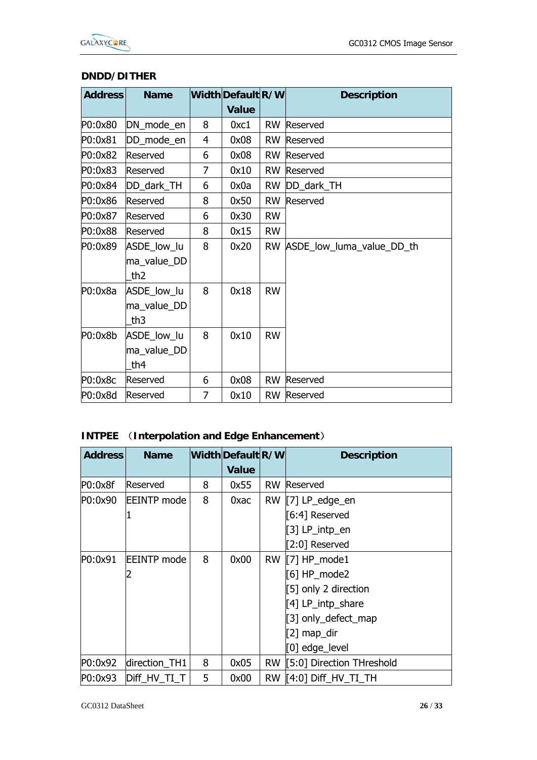### DNDD/DITHER

| Address | Name | Width | Default Value | R/W | Description |
|---|---|---|---|---|---|
| P0:0x80 | DN_mode_en | 8 | 0xc1 | RW | Reserved |
| P0:0x81 | DD_mode_en | 4 | 0x08 | RW | Reserved |
| P0:0x82 | Reserved | 6 | 0x08 | RW | Reserved |
| P0:0x83 | Reserved | 7 | 0x10 | RW | Reserved |
| P0:0x84 | DD_dark_TH | 6 | 0x0a | RW | DD_dark_TH |
| P0:0x86 | Reserved | 8 | 0x50 | RW | Reserved |
| P0:0x87 | Reserved | 6 | 0x30 | RW | |
| P0:0x88 | Reserved | 8 | 0x15 | RW | |
| P0:0x89 | ASDE_low_luma_value_DD_th2 | 8 | 0x20 | RW | ASDE_low_luma_value_DD_th |
| P0:0x8a | ASDE_low_luma_value_DD_th3 | 8 | 0x18 | RW | |
| P0:0x8b | ASDE_low_luma_value_DD_th4 | 8 | 0x10 | RW | |
| P0:0x8c | Reserved | 6 | 0x08 | RW | Reserved |
| P0:0x8d | Reserved | 7 | 0x10 | RW | Reserved |

### INTPEE （Interpolation and Edge Enhancement）

| Address | Name | Width | Default Value | R/W | Description |
|---|---|---|---|---|---|
| P0:0x8f | Reserved | 8 | 0x55 | RW | Reserved |
| P0:0x90 | EEINTP mode 1 | 8 | 0xac | RW | [7] LP_edge_en<br>[6:4] Reserved<br>[3] LP_intp_en<br>[2:0] Reserved |
| P0:0x91 | EEINTP mode 2 | 8 | 0x00 | RW | [7] HP_mode1<br>[6] HP_mode2<br>[5] only 2 direction<br>[4] LP_intp_share<br>[3] only_defect_map<br>[2] map_dir<br>[0] edge_level |
| P0:0x92 | direction_TH1 | 8 | 0x05 | RW | [5:0] Direction THreshold |
| P0:0x93 | Diff_HV_TI_T | 5 | 0x00 | RW | [4:0] Diff_HV_TI_TH |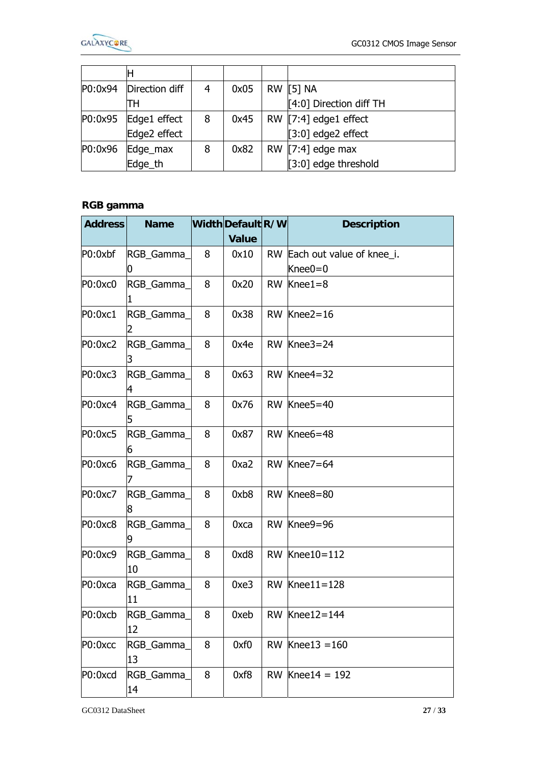| | H | | | | |
|---|---|---|---|---|---|
| P0:0x94 | Direction diff TH | 4 | 0x05 | RW | [5] NA<br>[4:0] Direction diff TH |
| P0:0x95 | Edge1 effect<br>Edge2 effect | 8 | 0x45 | RW | [7:4] edge1 effect<br>[3:0] edge2 effect |
| P0:0x96 | Edge_max<br>Edge_th | 8 | 0x82 | RW | [7:4] edge max<br>[3:0] edge threshold |

**RGB gamma**

| Address | Name | Width | Default Value | R/W | Description |
|---|---|---|---|---|---|
| P0:0xbf | RGB_Gamma_0 | 8 | 0x10 | RW | Each out value of knee_i.<br>Knee0=0 |
| P0:0xc0 | RGB_Gamma_1 | 8 | 0x20 | RW | Knee1=8 |
| P0:0xc1 | RGB_Gamma_2 | 8 | 0x38 | RW | Knee2=16 |
| P0:0xc2 | RGB_Gamma_3 | 8 | 0x4e | RW | Knee3=24 |
| P0:0xc3 | RGB_Gamma_4 | 8 | 0x63 | RW | Knee4=32 |
| P0:0xc4 | RGB_Gamma_5 | 8 | 0x76 | RW | Knee5=40 |
| P0:0xc5 | RGB_Gamma_6 | 8 | 0x87 | RW | Knee6=48 |
| P0:0xc6 | RGB_Gamma_7 | 8 | 0xa2 | RW | Knee7=64 |
| P0:0xc7 | RGB_Gamma_8 | 8 | 0xb8 | RW | Knee8=80 |
| P0:0xc8 | RGB_Gamma_9 | 8 | 0xca | RW | Knee9=96 |
| P0:0xc9 | RGB_Gamma_10 | 8 | 0xd8 | RW | Knee10=112 |
| P0:0xca | RGB_Gamma_11 | 8 | 0xe3 | RW | Knee11=128 |
| P0:0xcb | RGB_Gamma_12 | 8 | 0xeb | RW | Knee12=144 |
| P0:0xcc | RGB_Gamma_13 | 8 | 0xf0 | RW | Knee13 =160 |
| P0:0xcd | RGB_Gamma_14 | 8 | 0xf8 | RW | Knee14 = 192 |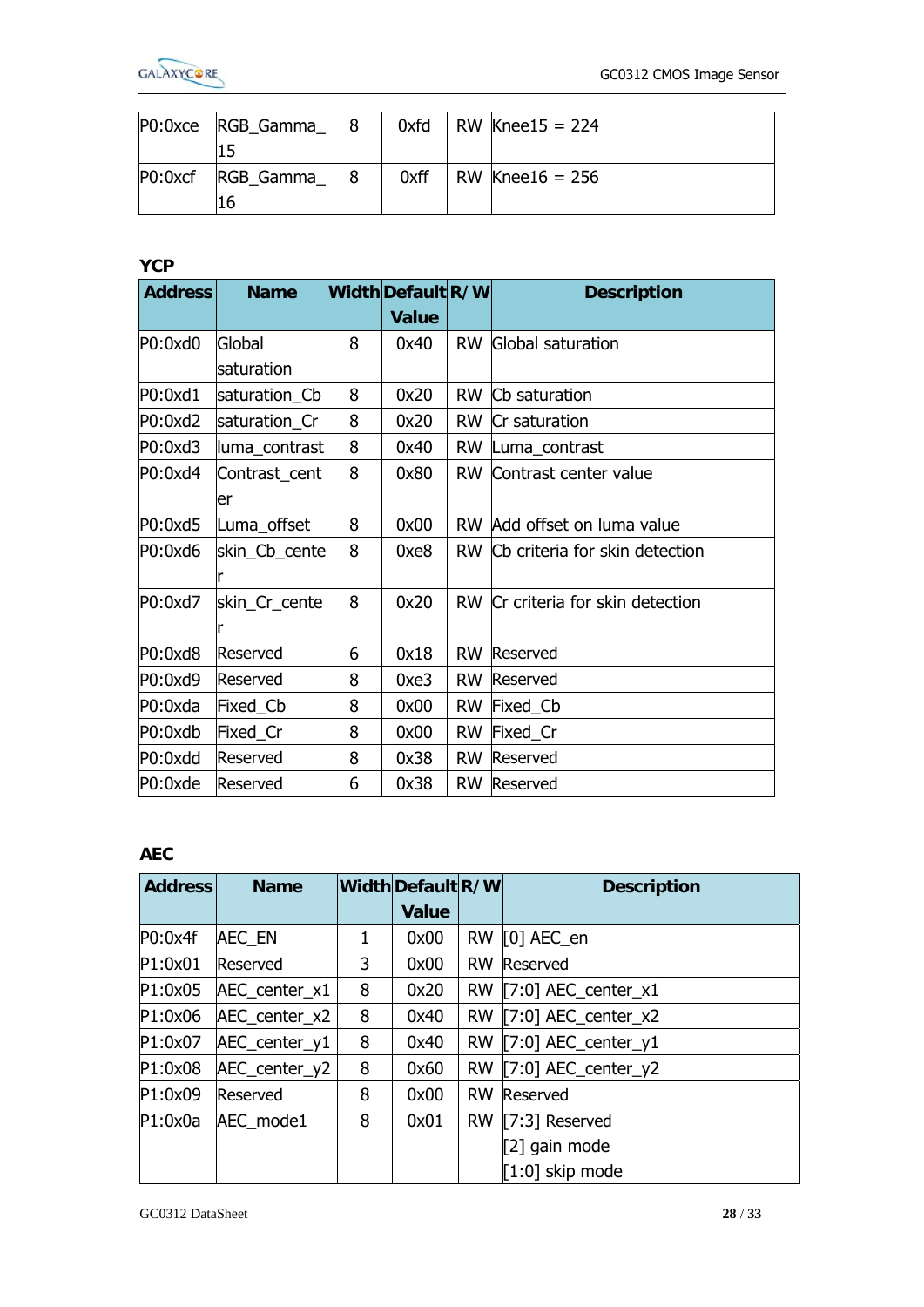| Address | Name | Width | Default Value | R/W | Description |
|---|---|---|---|---|---|
| P0:0xce | RGB_Gamma_15 | 8 | 0xfd | RW | Knee15 = 224 |
| P0:0xcf | RGB_Gamma_16 | 8 | 0xff | RW | Knee16 = 256 |

### YCP

| Address | Name | Width | Default Value | R/W | Description |
|---|---|---|---|---|---|
| P0:0xd0 | Global saturation | 8 | 0x40 | RW | Global saturation |
| P0:0xd1 | saturation_Cb | 8 | 0x20 | RW | Cb saturation |
| P0:0xd2 | saturation_Cr | 8 | 0x20 | RW | Cr saturation |
| P0:0xd3 | luma_contrast | 8 | 0x40 | RW | Luma_contrast |
| P0:0xd4 | Contrast_center | 8 | 0x80 | RW | Contrast center value |
| P0:0xd5 | Luma_offset | 8 | 0x00 | RW | Add offset on luma value |
| P0:0xd6 | skin_Cb_center | 8 | 0xe8 | RW | Cb criteria for skin detection |
| P0:0xd7 | skin_Cr_center | 8 | 0x20 | RW | Cr criteria for skin detection |
| P0:0xd8 | Reserved | 6 | 0x18 | RW | Reserved |
| P0:0xd9 | Reserved | 8 | 0xe3 | RW | Reserved |
| P0:0xda | Fixed_Cb | 8 | 0x00 | RW | Fixed_Cb |
| P0:0xdb | Fixed_Cr | 8 | 0x00 | RW | Fixed_Cr |
| P0:0xdd | Reserved | 8 | 0x38 | RW | Reserved |
| P0:0xde | Reserved | 6 | 0x38 | RW | Reserved |

### AEC

| Address | Name | Width | Default Value | R/W | Description |
|---|---|---|---|---|---|
| P0:0x4f | AEC_EN | 1 | 0x00 | RW | [0] AEC_en |
| P1:0x01 | Reserved | 3 | 0x00 | RW | Reserved |
| P1:0x05 | AEC_center_x1 | 8 | 0x20 | RW | [7:0] AEC_center_x1 |
| P1:0x06 | AEC_center_x2 | 8 | 0x40 | RW | [7:0] AEC_center_x2 |
| P1:0x07 | AEC_center_y1 | 8 | 0x40 | RW | [7:0] AEC_center_y1 |
| P1:0x08 | AEC_center_y2 | 8 | 0x60 | RW | [7:0] AEC_center_y2 |
| P1:0x09 | Reserved | 8 | 0x00 | RW | Reserved |
| P1:0x0a | AEC_mode1 | 8 | 0x01 | RW | [7:3] Reserved<br>[2] gain mode<br>[1:0] skip mode |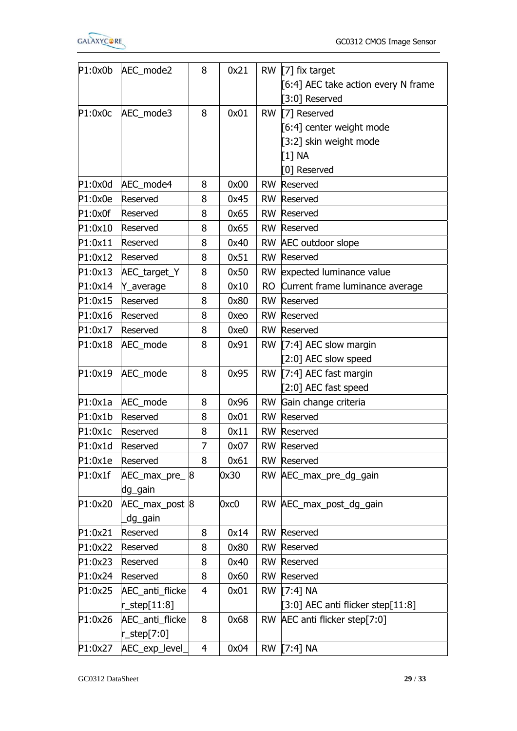| P1:0x0b | AEC_mode2 | 8 | 0x21 | RW | [7] fix target<br>[6:4] AEC take action every N frame<br>[3:0] Reserved |
|---|---|---|---|---|---|
| P1:0x0c | AEC_mode3 | 8 | 0x01 | RW | [7] Reserved<br>[6:4] center weight mode<br>[3:2] skin weight mode<br>[1] NA<br>[0] Reserved |
| P1:0x0d | AEC_mode4 | 8 | 0x00 | RW | Reserved |
| P1:0x0e | Reserved | 8 | 0x45 | RW | Reserved |
| P1:0x0f | Reserved | 8 | 0x65 | RW | Reserved |
| P1:0x10 | Reserved | 8 | 0x65 | RW | Reserved |
| P1:0x11 | Reserved | 8 | 0x40 | RW | AEC outdoor slope |
| P1:0x12 | Reserved | 8 | 0x51 | RW | Reserved |
| P1:0x13 | AEC_target_Y | 8 | 0x50 | RW | expected luminance value |
| P1:0x14 | Y_average | 8 | 0x10 | RO | Current frame luminance average |
| P1:0x15 | Reserved | 8 | 0x80 | RW | Reserved |
| P1:0x16 | Reserved | 8 | 0xeo | RW | Reserved |
| P1:0x17 | Reserved | 8 | 0xe0 | RW | Reserved |
| P1:0x18 | AEC_mode | 8 | 0x91 | RW | [7:4] AEC slow margin<br>[2:0] AEC slow speed |
| P1:0x19 | AEC_mode | 8 | 0x95 | RW | [7:4] AEC fast margin<br>[2:0] AEC fast speed |
| P1:0x1a | AEC_mode | 8 | 0x96 | RW | Gain change criteria |
| P1:0x1b | Reserved | 8 | 0x01 | RW | Reserved |
| P1:0x1c | Reserved | 8 | 0x11 | RW | Reserved |
| P1:0x1d | Reserved | 7 | 0x07 | RW | Reserved |
| P1:0x1e | Reserved | 8 | 0x61 | RW | Reserved |
| P1:0x1f | AEC_max_pre_dg_gain | 8 | 0x30 | RW | AEC_max_pre_dg_gain |
| P1:0x20 | AEC_max_post_dg_gain | 8 | 0xc0 | RW | AEC_max_post_dg_gain |
| P1:0x21 | Reserved | 8 | 0x14 | RW | Reserved |
| P1:0x22 | Reserved | 8 | 0x80 | RW | Reserved |
| P1:0x23 | Reserved | 8 | 0x40 | RW | Reserved |
| P1:0x24 | Reserved | 8 | 0x60 | RW | Reserved |
| P1:0x25 | AEC_anti_flicker_step[11:8] | 4 | 0x01 | RW | [7:4] NA<br>[3:0] AEC anti flicker step[11:8] |
| P1:0x26 | AEC_anti_flicker_step[7:0] | 8 | 0x68 | RW | AEC anti flicker step[7:0] |
| P1:0x27 | AEC_exp_level_ | 4 | 0x04 | RW | [7:4] NA |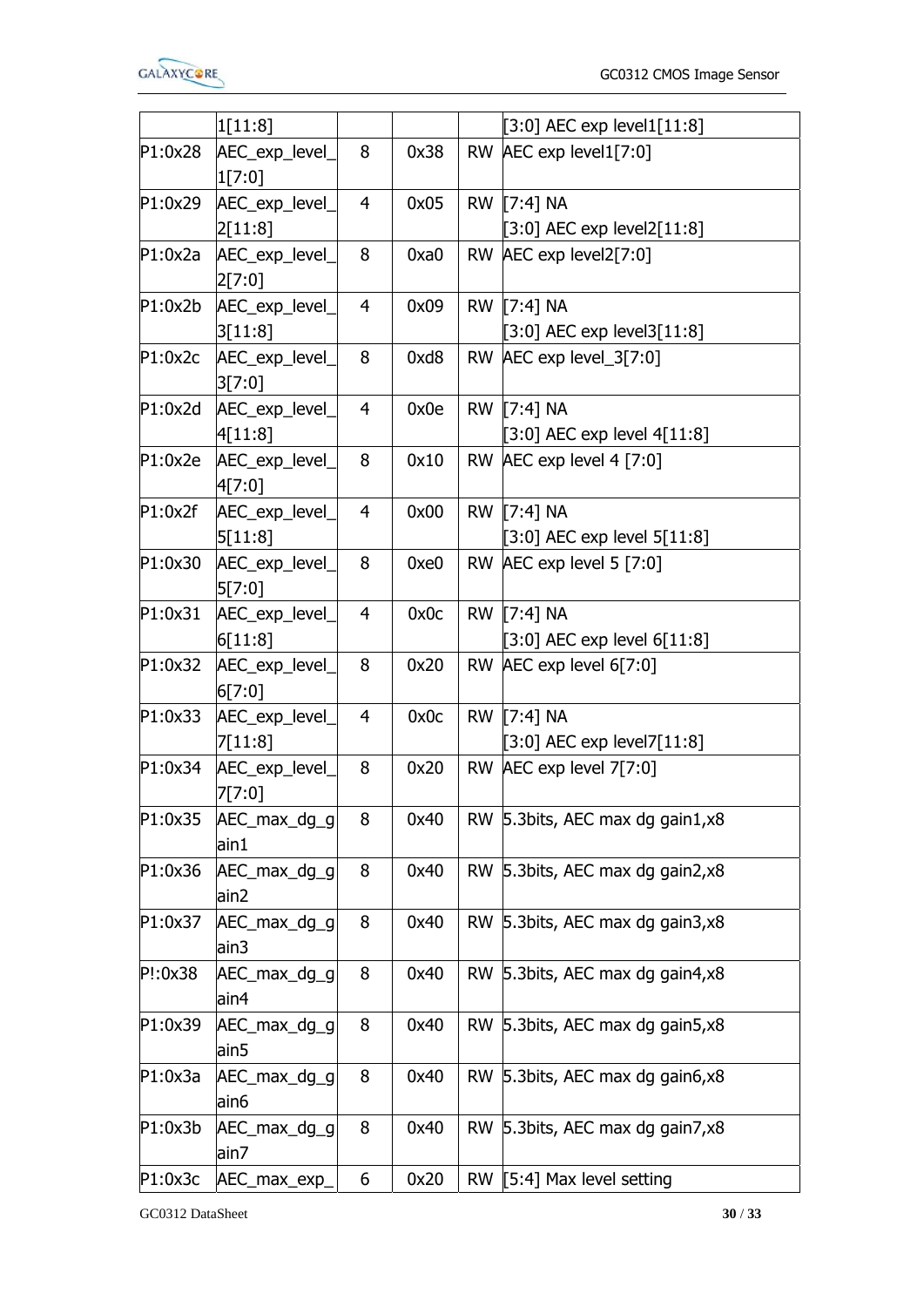| | 1[11:8] | | | | [3:0] AEC exp level1[11:8] |
|---|---|---|---|---|---|
| P1:0x28 | AEC_exp_level_1[7:0] | 8 | 0x38 | RW | AEC exp level1[7:0] |
| P1:0x29 | AEC_exp_level_2[11:8] | 4 | 0x05 | RW | [7:4] NA<br>[3:0] AEC exp level2[11:8] |
| P1:0x2a | AEC_exp_level_2[7:0] | 8 | 0xa0 | RW | AEC exp level2[7:0] |
| P1:0x2b | AEC_exp_level_3[11:8] | 4 | 0x09 | RW | [7:4] NA<br>[3:0] AEC exp level3[11:8] |
| P1:0x2c | AEC_exp_level_3[7:0] | 8 | 0xd8 | RW | AEC exp level_3[7:0] |
| P1:0x2d | AEC_exp_level_4[11:8] | 4 | 0x0e | RW | [7:4] NA<br>[3:0] AEC exp level 4[11:8] |
| P1:0x2e | AEC_exp_level_4[7:0] | 8 | 0x10 | RW | AEC exp level 4 [7:0] |
| P1:0x2f | AEC_exp_level_5[11:8] | 4 | 0x00 | RW | [7:4] NA<br>[3:0] AEC exp level 5[11:8] |
| P1:0x30 | AEC_exp_level_5[7:0] | 8 | 0xe0 | RW | AEC exp level 5 [7:0] |
| P1:0x31 | AEC_exp_level_6[11:8] | 4 | 0x0c | RW | [7:4] NA<br>[3:0] AEC exp level 6[11:8] |
| P1:0x32 | AEC_exp_level_6[7:0] | 8 | 0x20 | RW | AEC exp level 6[7:0] |
| P1:0x33 | AEC_exp_level_7[11:8] | 4 | 0x0c | RW | [7:4] NA<br>[3:0] AEC exp level7[11:8] |
| P1:0x34 | AEC_exp_level_7[7:0] | 8 | 0x20 | RW | AEC exp level 7[7:0] |
| P1:0x35 | AEC_max_dg_gain1 | 8 | 0x40 | RW | 5.3bits, AEC max dg gain1,x8 |
| P1:0x36 | AEC_max_dg_gain2 | 8 | 0x40 | RW | 5.3bits, AEC max dg gain2,x8 |
| P1:0x37 | AEC_max_dg_gain3 | 8 | 0x40 | RW | 5.3bits, AEC max dg gain3,x8 |
| P!:0x38 | AEC_max_dg_gain4 | 8 | 0x40 | RW | 5.3bits, AEC max dg gain4,x8 |
| P1:0x39 | AEC_max_dg_gain5 | 8 | 0x40 | RW | 5.3bits, AEC max dg gain5,x8 |
| P1:0x3a | AEC_max_dg_gain6 | 8 | 0x40 | RW | 5.3bits, AEC max dg gain6,x8 |
| P1:0x3b | AEC_max_dg_gain7 | 8 | 0x40 | RW | 5.3bits, AEC max dg gain7,x8 |
| P1:0x3c | AEC_max_exp_ | 6 | 0x20 | RW | [5:4] Max level setting |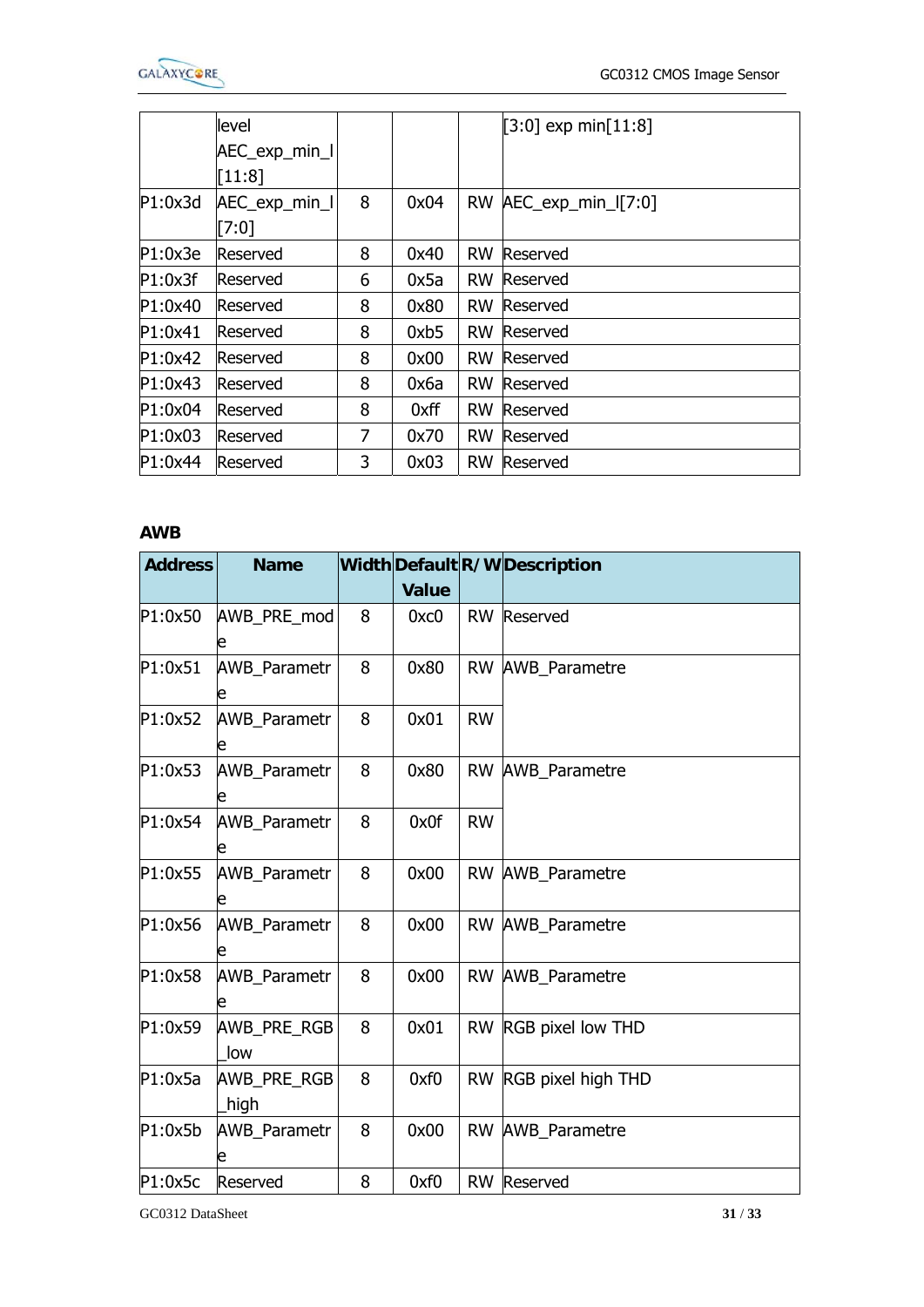| | | | | | |
|---|---|---|---|---|---|
| | level AEC_exp_min_l [11:8] | | | | [3:0] exp min[11:8] |
| P1:0x3d | AEC_exp_min_l [7:0] | 8 | 0x04 | RW | AEC_exp_min_l[7:0] |
| P1:0x3e | Reserved | 8 | 0x40 | RW | Reserved |
| P1:0x3f | Reserved | 6 | 0x5a | RW | Reserved |
| P1:0x40 | Reserved | 8 | 0x80 | RW | Reserved |
| P1:0x41 | Reserved | 8 | 0xb5 | RW | Reserved |
| P1:0x42 | Reserved | 8 | 0x00 | RW | Reserved |
| P1:0x43 | Reserved | 8 | 0x6a | RW | Reserved |
| P1:0x04 | Reserved | 8 | 0xff | RW | Reserved |
| P1:0x03 | Reserved | 7 | 0x70 | RW | Reserved |
| P1:0x44 | Reserved | 3 | 0x03 | RW | Reserved |

**AWB**

| Address | Name | Width | Default Value | R/W | Description |
|---|---|---|---|---|---|
| P1:0x50 | AWB_PRE_mode | 8 | 0xc0 | RW | Reserved |
| P1:0x51 | AWB_Parametre | 8 | 0x80 | RW | AWB_Parametre |
| P1:0x52 | AWB_Parametre | 8 | 0x01 | RW | |
| P1:0x53 | AWB_Parametre | 8 | 0x80 | RW | AWB_Parametre |
| P1:0x54 | AWB_Parametre | 8 | 0x0f | RW | |
| P1:0x55 | AWB_Parametre | 8 | 0x00 | RW | AWB_Parametre |
| P1:0x56 | AWB_Parametre | 8 | 0x00 | RW | AWB_Parametre |
| P1:0x58 | AWB_Parametre | 8 | 0x00 | RW | AWB_Parametre |
| P1:0x59 | AWB_PRE_RGB_low | 8 | 0x01 | RW | RGB pixel low THD |
| P1:0x5a | AWB_PRE_RGB_high | 8 | 0xf0 | RW | RGB pixel high THD |
| P1:0x5b | AWB_Parametre | 8 | 0x00 | RW | AWB_Parametre |
| P1:0x5c | Reserved | 8 | 0xf0 | RW | Reserved |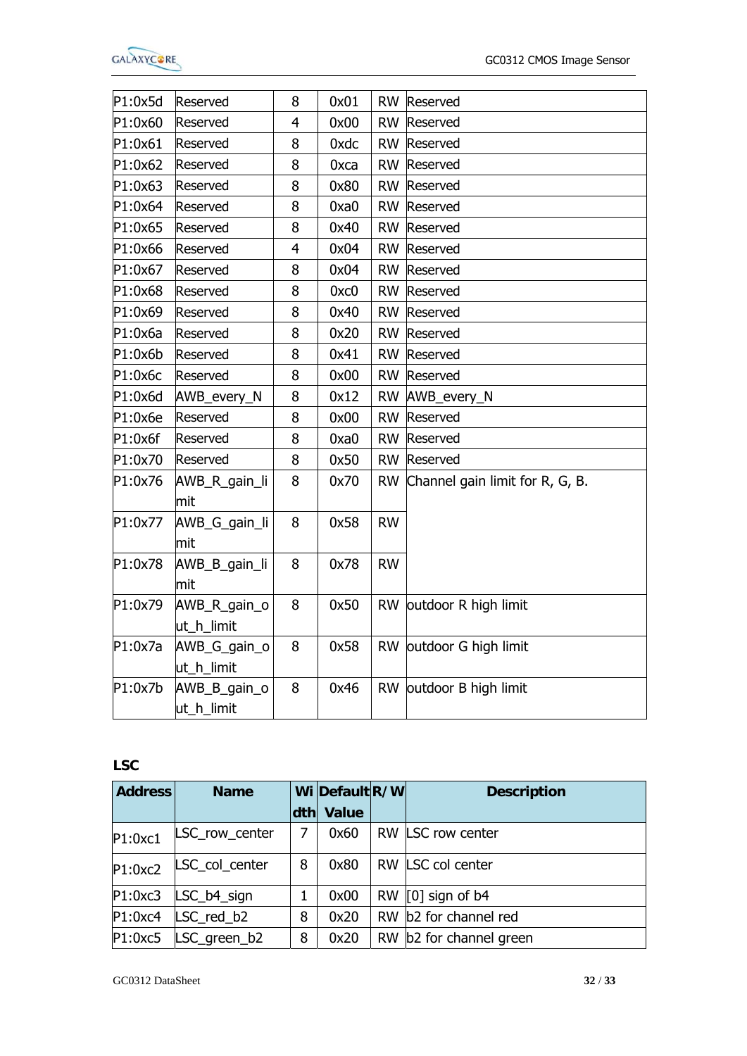| | | | | | |
|---|---|---|---|---|---|
| P1:0x5d | Reserved | 8 | 0x01 | RW | Reserved |
| P1:0x60 | Reserved | 4 | 0x00 | RW | Reserved |
| P1:0x61 | Reserved | 8 | 0xdc | RW | Reserved |
| P1:0x62 | Reserved | 8 | 0xca | RW | Reserved |
| P1:0x63 | Reserved | 8 | 0x80 | RW | Reserved |
| P1:0x64 | Reserved | 8 | 0xa0 | RW | Reserved |
| P1:0x65 | Reserved | 8 | 0x40 | RW | Reserved |
| P1:0x66 | Reserved | 4 | 0x04 | RW | Reserved |
| P1:0x67 | Reserved | 8 | 0x04 | RW | Reserved |
| P1:0x68 | Reserved | 8 | 0xc0 | RW | Reserved |
| P1:0x69 | Reserved | 8 | 0x40 | RW | Reserved |
| P1:0x6a | Reserved | 8 | 0x20 | RW | Reserved |
| P1:0x6b | Reserved | 8 | 0x41 | RW | Reserved |
| P1:0x6c | Reserved | 8 | 0x00 | RW | Reserved |
| P1:0x6d | AWB_every_N | 8 | 0x12 | RW | AWB_every_N |
| P1:0x6e | Reserved | 8 | 0x00 | RW | Reserved |
| P1:0x6f | Reserved | 8 | 0xa0 | RW | Reserved |
| P1:0x70 | Reserved | 8 | 0x50 | RW | Reserved |
| P1:0x76 | AWB_R_gain_limit | 8 | 0x70 | RW | Channel gain limit for R, G, B. |
| P1:0x77 | AWB_G_gain_limit | 8 | 0x58 | RW | |
| P1:0x78 | AWB_B_gain_limit | 8 | 0x78 | RW | |
| P1:0x79 | AWB_R_gain_out_h_limit | 8 | 0x50 | RW | outdoor R high limit |
| P1:0x7a | AWB_G_gain_out_h_limit | 8 | 0x58 | RW | outdoor G high limit |
| P1:0x7b | AWB_B_gain_out_h_limit | 8 | 0x46 | RW | outdoor B high limit |

**LSC**

| Address | Name | Width | Default Value | R/W | Description |
|---|---|---|---|---|---|
| P1:0xc1 | LSC_row_center | 7 | 0x60 | RW | LSC row center |
| P1:0xc2 | LSC_col_center | 8 | 0x80 | RW | LSC col center |
| P1:0xc3 | LSC_b4_sign | 1 | 0x00 | RW | [0] sign of b4 |
| P1:0xc4 | LSC_red_b2 | 8 | 0x20 | RW | b2 for channel red |
| P1:0xc5 | LSC_green_b2 | 8 | 0x20 | RW | b2 for channel green |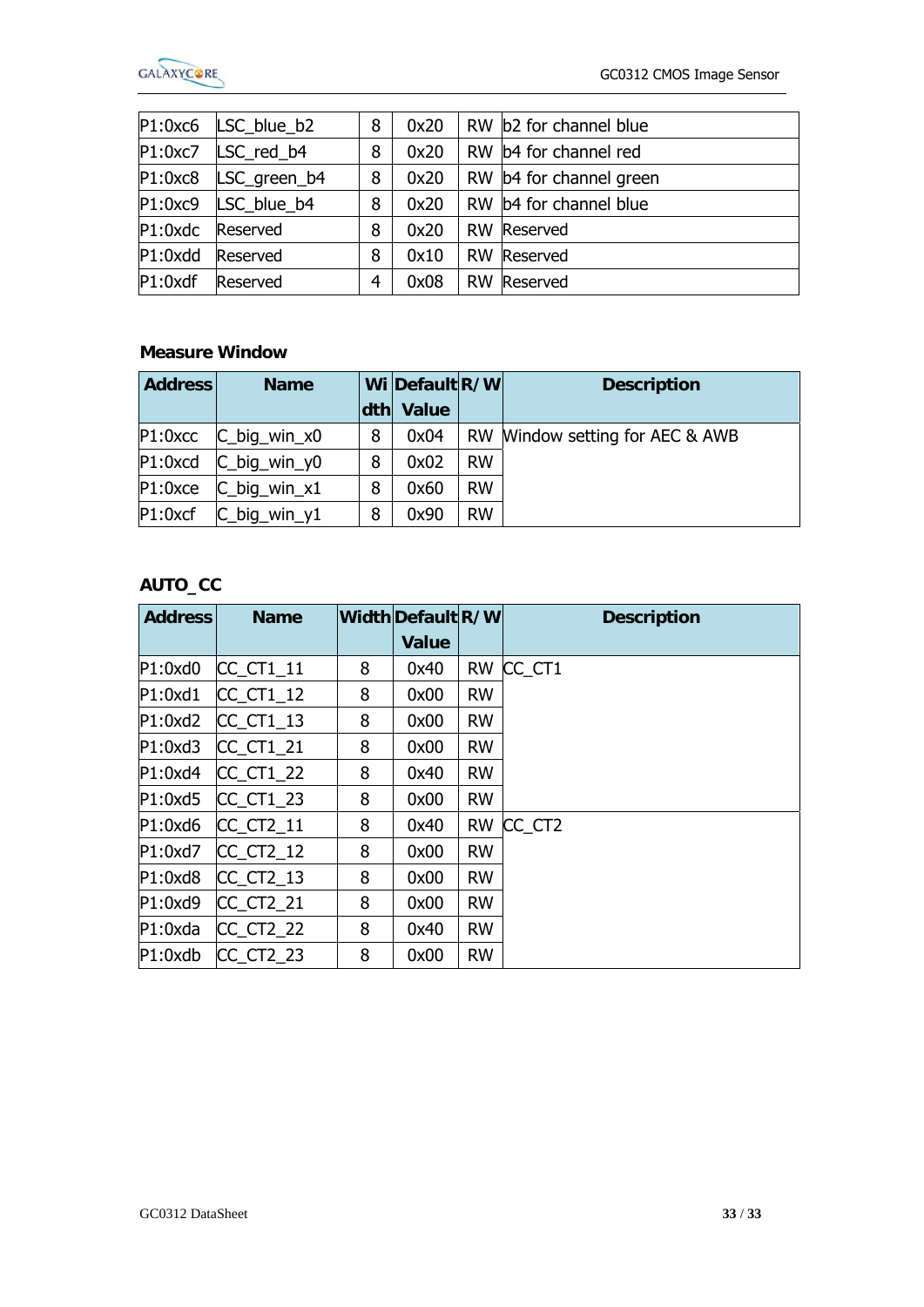| | | | | | |
|---|---|---|---|---|---|
| P1:0xc6 | LSC_blue_b2 | 8 | 0x20 | RW | b2 for channel blue |
| P1:0xc7 | LSC_red_b4 | 8 | 0x20 | RW | b4 for channel red |
| P1:0xc8 | LSC_green_b4 | 8 | 0x20 | RW | b4 for channel green |
| P1:0xc9 | LSC_blue_b4 | 8 | 0x20 | RW | b4 for channel blue |
| P1:0xdc | Reserved | 8 | 0x20 | RW | Reserved |
| P1:0xdd | Reserved | 8 | 0x10 | RW | Reserved |
| P1:0xdf | Reserved | 4 | 0x08 | RW | Reserved |

**Measure Window**

| Address | Name | Width | Default Value | R/W | Description |
|---|---|---|---|---|---|
| P1:0xcc | C_big_win_x0 | 8 | 0x04 | RW | Window setting for AEC & AWB |
| P1:0xcd | C_big_win_y0 | 8 | 0x02 | RW | |
| P1:0xce | C_big_win_x1 | 8 | 0x60 | RW | |
| P1:0xcf | C_big_win_y1 | 8 | 0x90 | RW | |

**AUTO_CC**

| Address | Name | Width | Default Value | R/W | Description |
|---|---|---|---|---|---|
| P1:0xd0 | CC_CT1_11 | 8 | 0x40 | RW | CC_CT1 |
| P1:0xd1 | CC_CT1_12 | 8 | 0x00 | RW | |
| P1:0xd2 | CC_CT1_13 | 8 | 0x00 | RW | |
| P1:0xd3 | CC_CT1_21 | 8 | 0x00 | RW | |
| P1:0xd4 | CC_CT1_22 | 8 | 0x40 | RW | |
| P1:0xd5 | CC_CT1_23 | 8 | 0x00 | RW | |
| P1:0xd6 | CC_CT2_11 | 8 | 0x40 | RW | CC_CT2 |
| P1:0xd7 | CC_CT2_12 | 8 | 0x00 | RW | |
| P1:0xd8 | CC_CT2_13 | 8 | 0x00 | RW | |
| P1:0xd9 | CC_CT2_21 | 8 | 0x00 | RW | |
| P1:0xda | CC_CT2_22 | 8 | 0x40 | RW | |
| P1:0xdb | CC_CT2_23 | 8 | 0x00 | RW | |